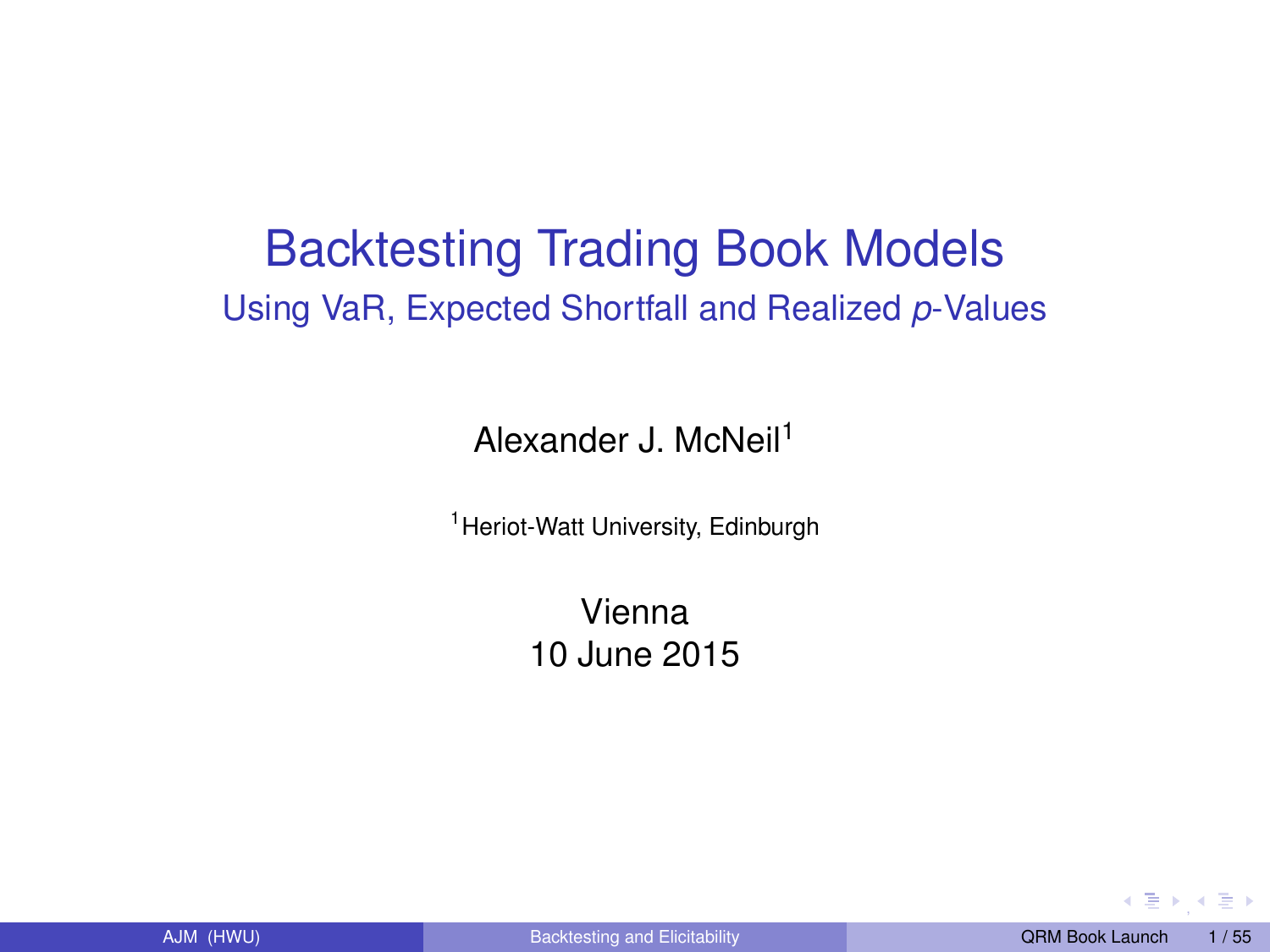# Backtesting Trading Book Models

## Using VaR, Expected Shortfall and Realized *p*-Values

Alexander J. McNeil[1]

[1] Heriot-Watt University, Edinburgh

Vienna
10 June 2015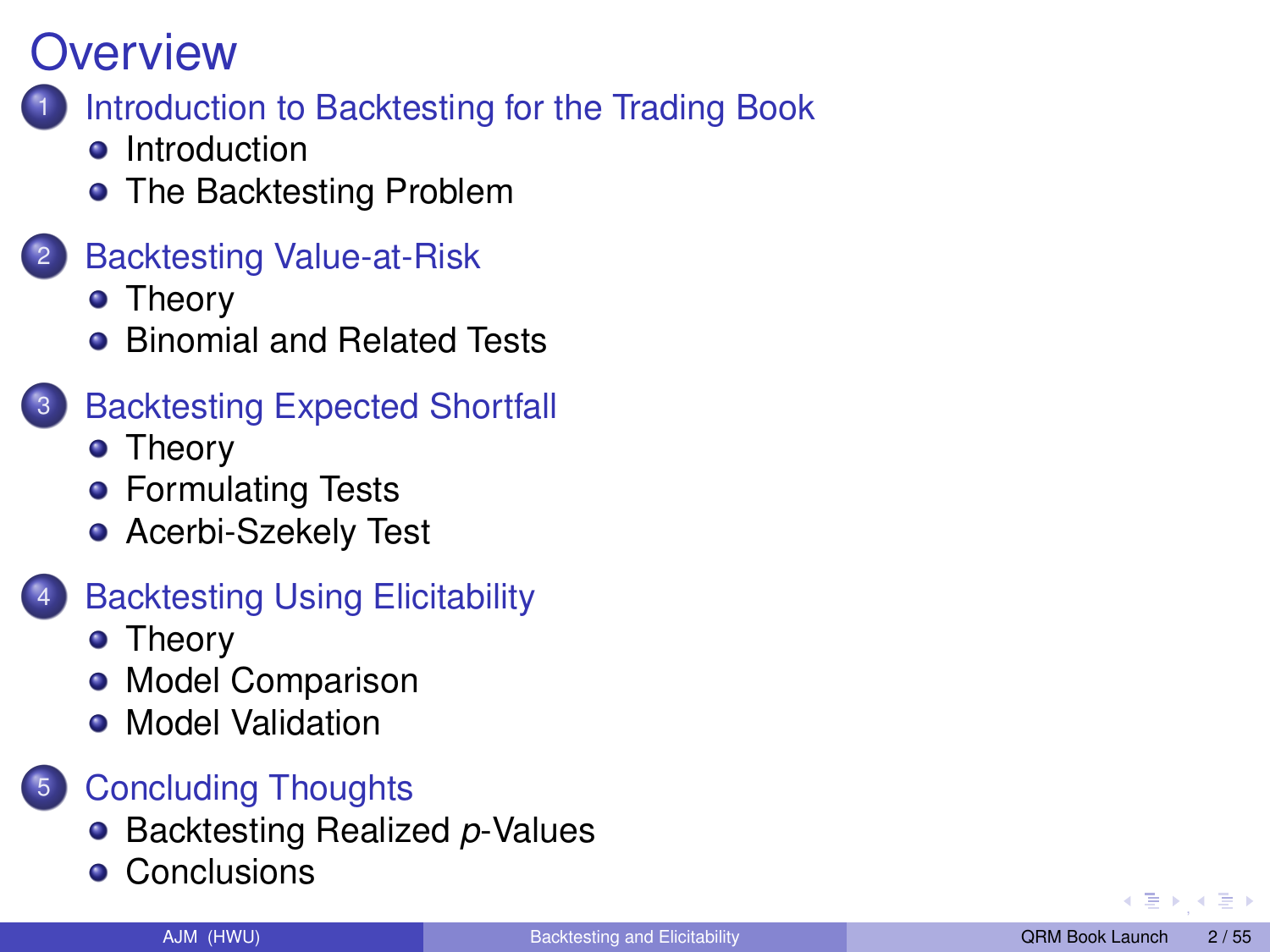# Overview

1. Introduction to Backtesting for the Trading Book
   - Introduction
   - The Backtesting Problem
2. Backtesting Value-at-Risk
   - Theory
   - Binomial and Related Tests
3. Backtesting Expected Shortfall
   - Theory
   - Formulating Tests
   - Acerbi-Szekely Test
4. Backtesting Using Elicitability
   - Theory
   - Model Comparison
   - Model Validation
5. Concluding Thoughts
   - Backtesting Realized *p*-Values
   - Conclusions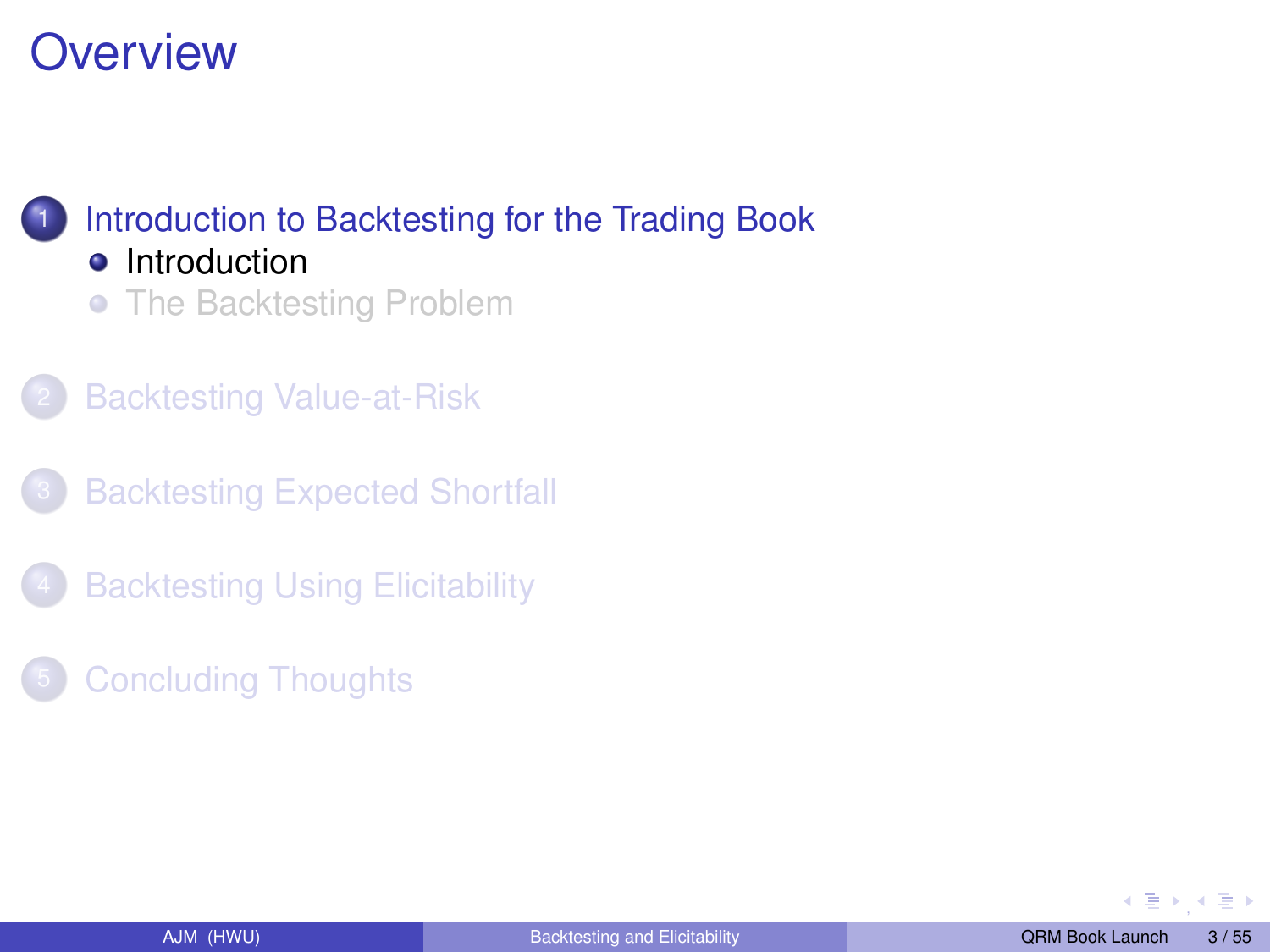# Overview

1. Introduction to Backtesting for the Trading Book
   - Introduction
   - The Backtesting Problem
2. Backtesting Value-at-Risk
3. Backtesting Expected Shortfall
4. Backtesting Using Elicitability
5. Concluding Thoughts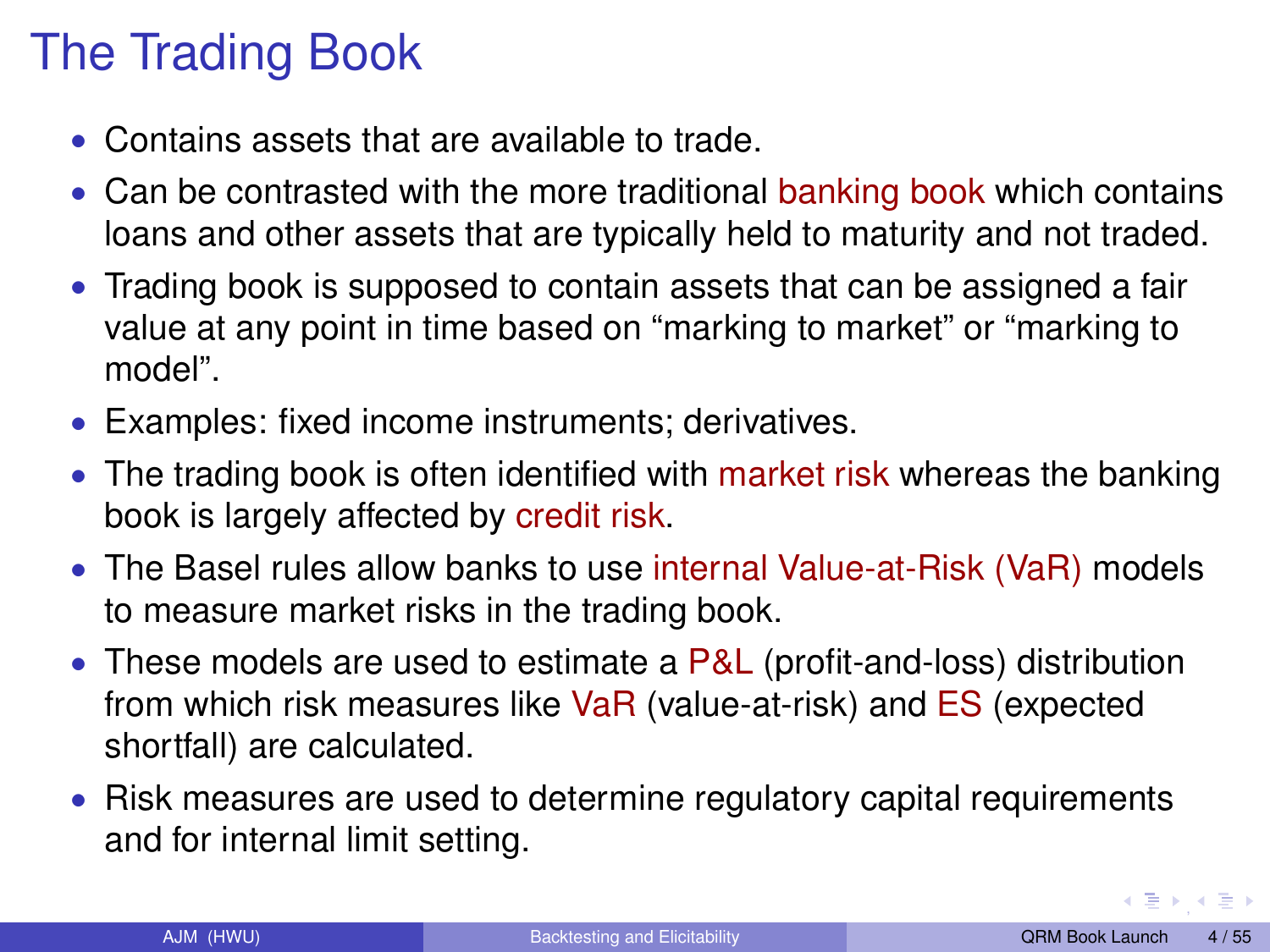# The Trading Book

- Contains assets that are available to trade.
- Can be contrasted with the more traditional banking book which contains loans and other assets that are typically held to maturity and not traded.
- Trading book is supposed to contain assets that can be assigned a fair value at any point in time based on “marking to market” or “marking to model”.
- Examples: fixed income instruments; derivatives.
- The trading book is often identified with market risk whereas the banking book is largely affected by credit risk.
- The Basel rules allow banks to use internal Value-at-Risk (VaR) models to measure market risks in the trading book.
- These models are used to estimate a P&L (profit-and-loss) distribution from which risk measures like VaR (value-at-risk) and ES (expected shortfall) are calculated.
- Risk measures are used to determine regulatory capital requirements and for internal limit setting.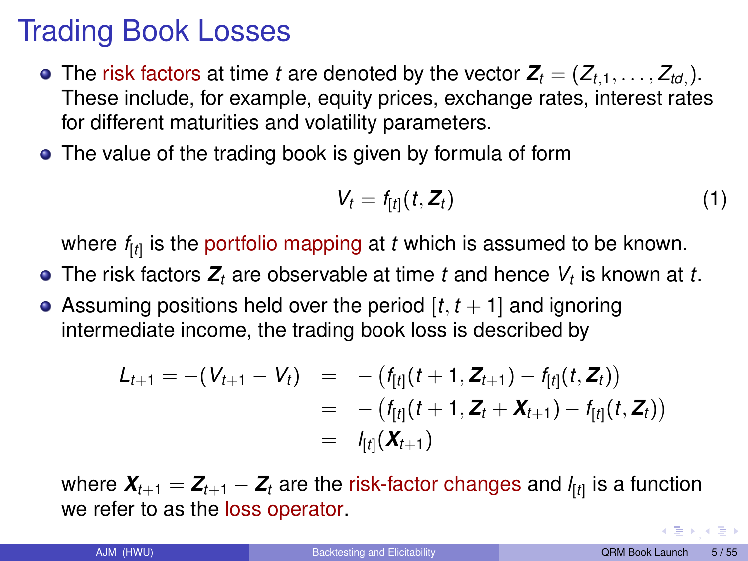# Trading Book Losses

- The risk factors at time $t$ are denoted by the vector $\boldsymbol{Z}_t = (Z_{t,1}, \ldots, Z_{td,})$. These include, for example, equity prices, exchange rates, interest rates for different maturities and volatility parameters.
- The value of the trading book is given by formula of form

$$V_t = f_{[t]}(t, \boldsymbol{Z}_t) \tag{1}$$

  where $f_{[t]}$ is the portfolio mapping at $t$ which is assumed to be known.
- The risk factors $\boldsymbol{Z}_t$ are observable at time $t$ and hence $V_t$ is known at $t$.
- Assuming positions held over the period $[t, t+1]$ and ignoring intermediate income, the trading book loss is described by

$$\begin{aligned} L_{t+1} = -(V_{t+1} - V_t) &= -\left(f_{[t]}(t+1, \boldsymbol{Z}_{t+1}) - f_{[t]}(t, \boldsymbol{Z}_t)\right) \\ &= -\left(f_{[t]}(t+1, \boldsymbol{Z}_t + \boldsymbol{X}_{t+1}) - f_{[t]}(t, \boldsymbol{Z}_t)\right) \\ &= l_{[t]}(\boldsymbol{X}_{t+1}) \end{aligned}$$

  where $\boldsymbol{X}_{t+1} = \boldsymbol{Z}_{t+1} - \boldsymbol{Z}_t$ are the risk-factor changes and $l_{[t]}$ is a function we refer to as the loss operator.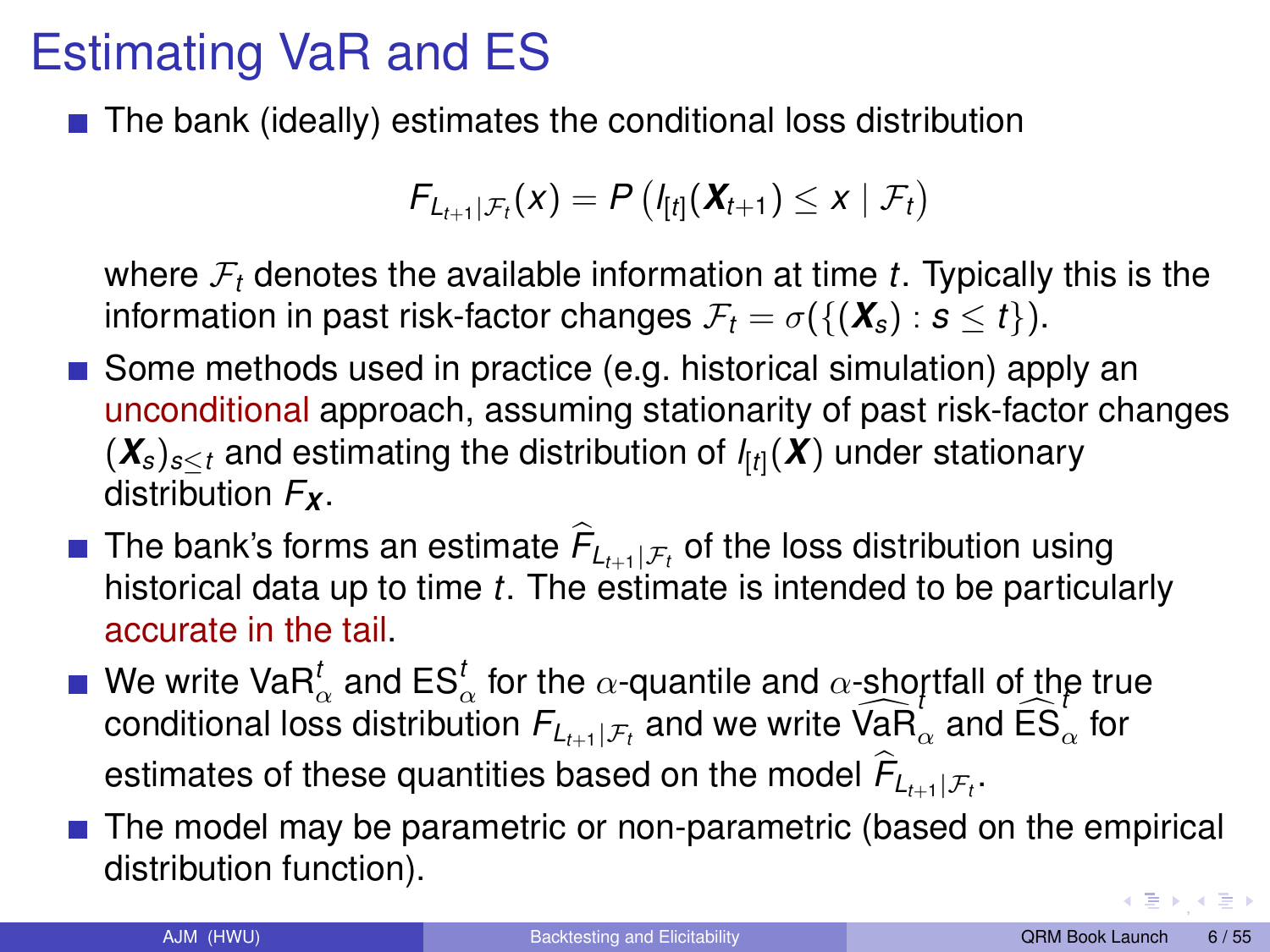# Estimating VaR and ES

- The bank (ideally) estimates the conditional loss distribution

$$F_{L_{t+1}|\mathcal{F}_t}(x) = P\left(l_{[t]}(\boldsymbol{X}_{t+1}) \leq x \mid \mathcal{F}_t\right)$$

  where $\mathcal{F}_t$ denotes the available information at time $t$. Typically this is the information in past risk-factor changes $\mathcal{F}_t = \sigma(\{(\boldsymbol{X}_s) : s \leq t\})$.

- Some methods used in practice (e.g. historical simulation) apply an unconditional approach, assuming stationarity of past risk-factor changes $(\boldsymbol{X}_s)_{s \leq t}$ and estimating the distribution of $l_{[t]}(\boldsymbol{X})$ under stationary distribution $F_{\boldsymbol{X}}$.

- The bank's forms an estimate $\widehat{F}_{L_{t+1}|\mathcal{F}_t}$ of the loss distribution using historical data up to time $t$. The estimate is intended to be particularly accurate in the tail.

- We write $\mathrm{VaR}_\alpha^t$ and $\mathrm{ES}_\alpha^t$ for the $\alpha$-quantile and $\alpha$-shortfall of the true conditional loss distribution $F_{L_{t+1}|\mathcal{F}_t}$ and we write $\widehat{\mathrm{VaR}}_\alpha^t$ and $\widehat{\mathrm{ES}}_\alpha^t$ for estimates of these quantities based on the model $\widehat{F}_{L_{t+1}|\mathcal{F}_t}$.

- The model may be parametric or non-parametric (based on the empirical distribution function).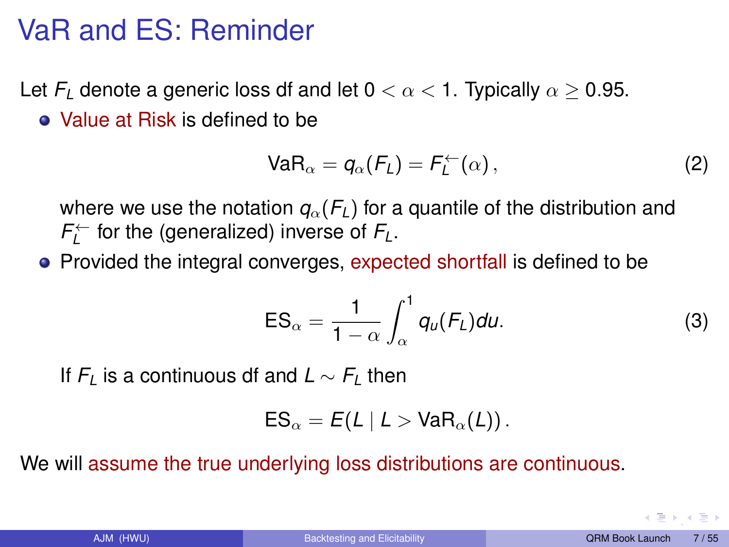# VaR and ES: Reminder

Let $F_L$ denote a generic loss df and let $0 < \alpha < 1$. Typically $\alpha \geq 0.95$.

- Value at Risk is defined to be

$$\mathrm{VaR}_\alpha = q_\alpha(F_L) = F_L^{\leftarrow}(\alpha)\,, \tag{2}$$

  where we use the notation $q_\alpha(F_L)$ for a quantile of the distribution and $F_L^{\leftarrow}$ for the (generalized) inverse of $F_L$.

- Provided the integral converges, expected shortfall is defined to be

$$\mathrm{ES}_\alpha = \frac{1}{1-\alpha}\int_\alpha^1 q_u(F_L)du. \tag{3}$$

  If $F_L$ is a continuous df and $L \sim F_L$ then

$$\mathrm{ES}_\alpha = E(L \mid L > \mathrm{VaR}_\alpha(L))\,.$$

We will assume the true underlying loss distributions are continuous.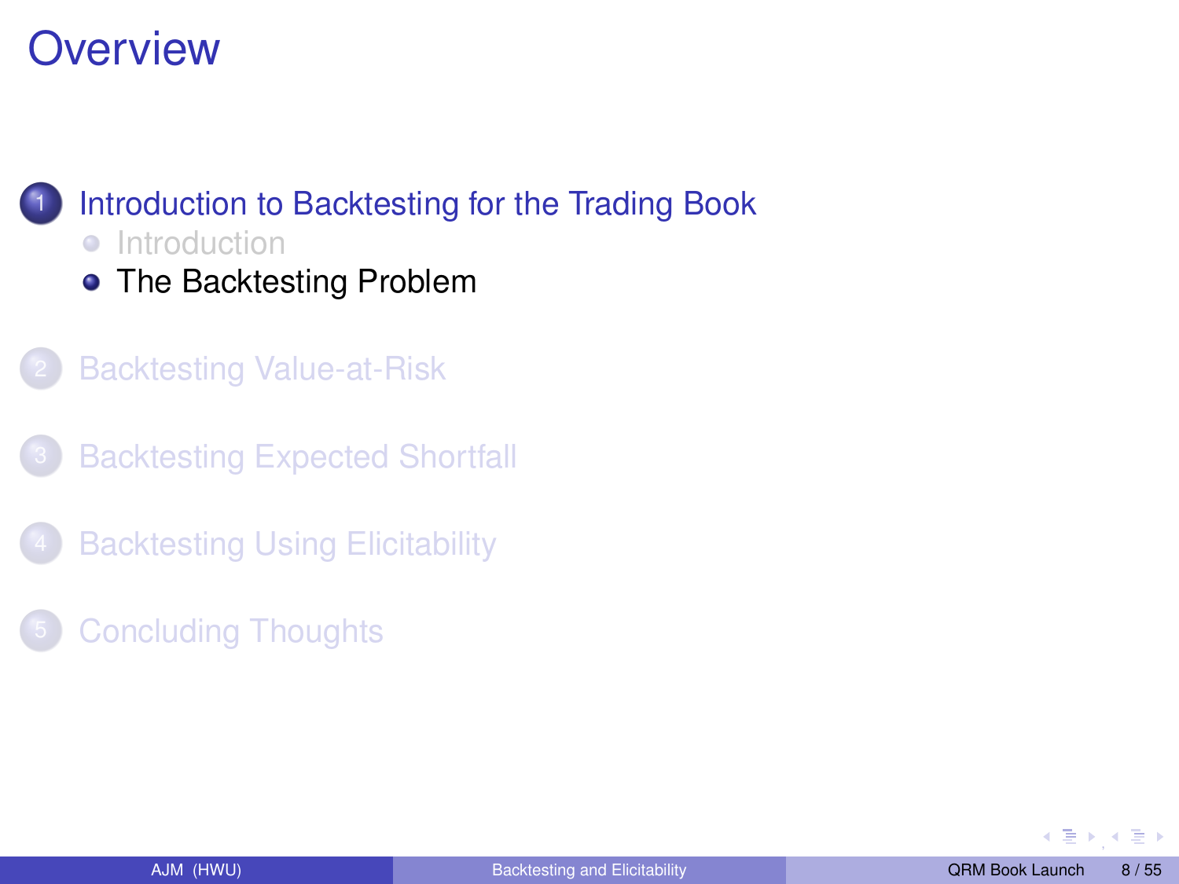# Overview

1. Introduction to Backtesting for the Trading Book
   - Introduction
   - The Backtesting Problem
2. Backtesting Value-at-Risk
3. Backtesting Expected Shortfall
4. Backtesting Using Elicitability
5. Concluding Thoughts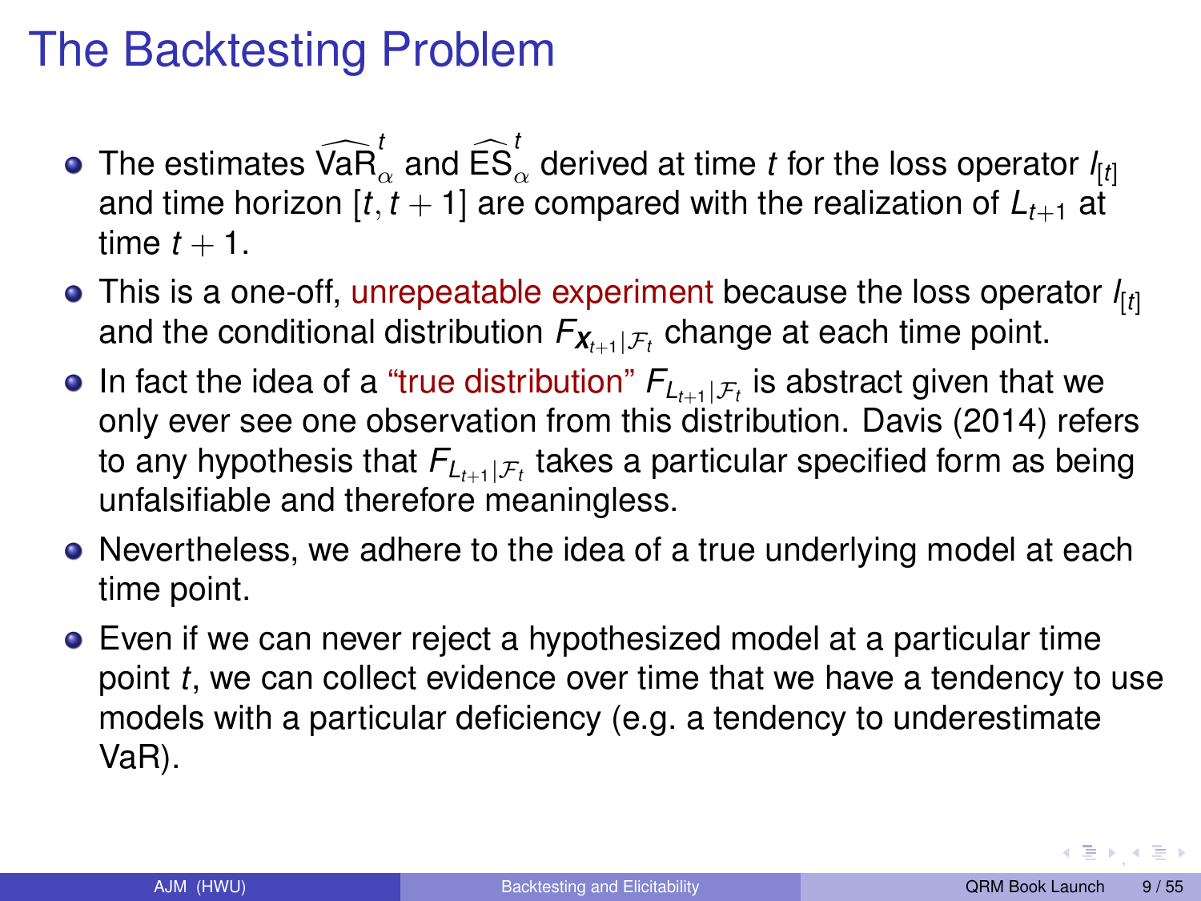# The Backtesting Problem

- The estimates $\widehat{\mathrm{VaR}}_{\alpha}^{t}$ and $\widehat{\mathrm{ES}}_{\alpha}^{t}$ derived at time $t$ for the loss operator $l_{[t]}$ and time horizon $[t, t+1]$ are compared with the realization of $L_{t+1}$ at time $t+1$.
- This is a one-off, unrepeatable experiment because the loss operator $l_{[t]}$ and the conditional distribution $F_{\boldsymbol{X}_{t+1}|\mathcal{F}_t}$ change at each time point.
- In fact the idea of a "true distribution" $F_{L_{t+1}|\mathcal{F}_t}$ is abstract given that we only ever see one observation from this distribution. Davis (2014) refers to any hypothesis that $F_{L_{t+1}|\mathcal{F}_t}$ takes a particular specified form as being unfalsifiable and therefore meaningless.
- Nevertheless, we adhere to the idea of a true underlying model at each time point.
- Even if we can never reject a hypothesized model at a particular time point $t$, we can collect evidence over time that we have a tendency to use models with a particular deficiency (e.g. a tendency to underestimate VaR).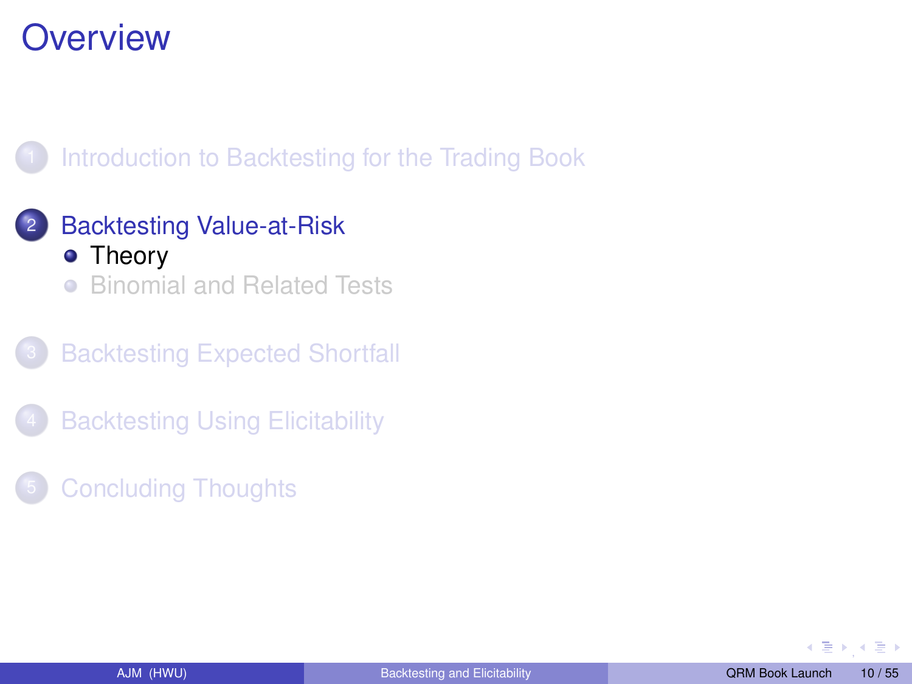# Overview

1. Introduction to Backtesting for the Trading Book
2. Backtesting Value-at-Risk
   - Theory
   - Binomial and Related Tests
3. Backtesting Expected Shortfall
4. Backtesting Using Elicitability
5. Concluding Thoughts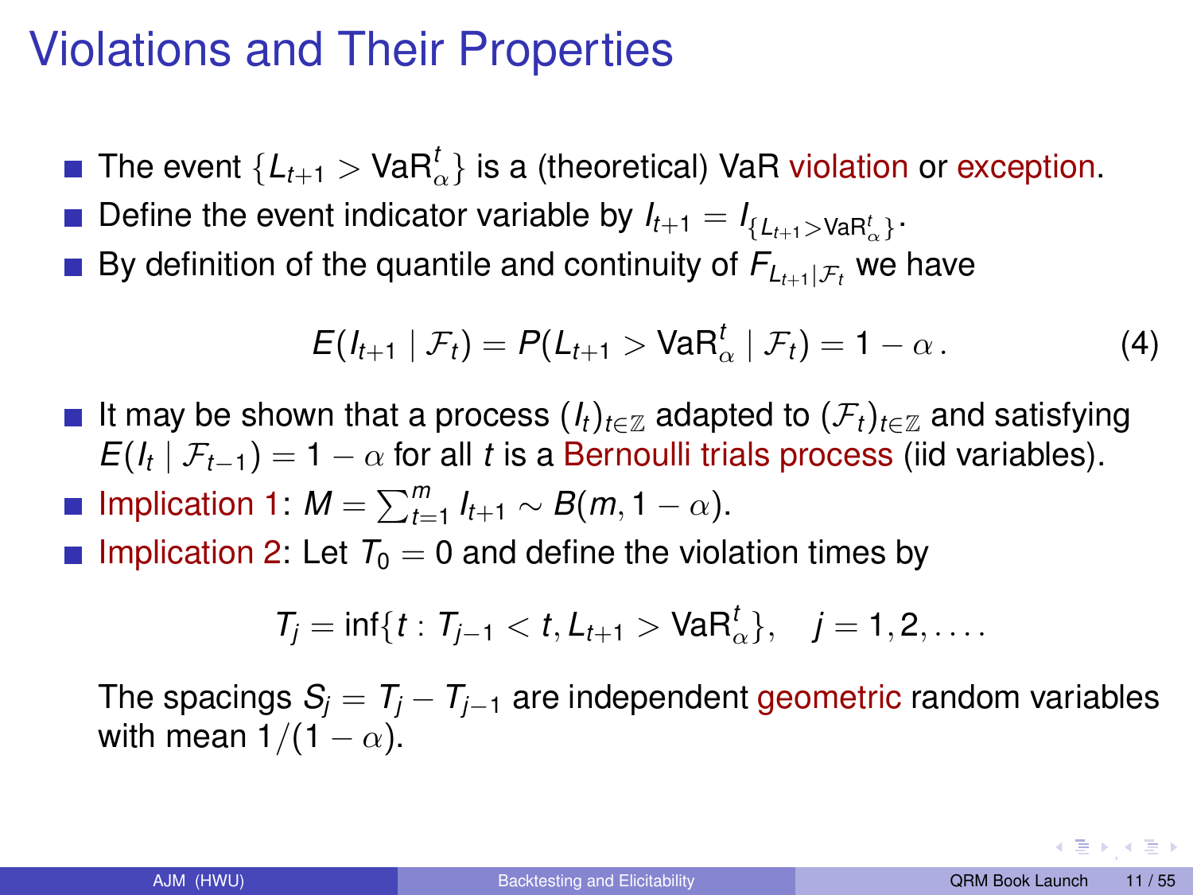# Violations and Their Properties

- The event $\{L_{t+1} > \text{VaR}^t_\alpha\}$ is a (theoretical) VaR violation or exception.
- Define the event indicator variable by $I_{t+1} = I_{\{L_{t+1} > \text{VaR}^t_\alpha\}}$.
- By definition of the quantile and continuity of $F_{L_{t+1}|\mathcal{F}_t}$ we have

$$E(I_{t+1} \mid \mathcal{F}_t) = P(L_{t+1} > \text{VaR}^t_\alpha \mid \mathcal{F}_t) = 1 - \alpha \,. \tag{4}$$

- It may be shown that a process $(I_t)_{t\in\mathbb{Z}}$ adapted to $(\mathcal{F}_t)_{t\in\mathbb{Z}}$ and satisfying $E(I_t \mid \mathcal{F}_{t-1}) = 1 - \alpha$ for all $t$ is a Bernoulli trials process (iid variables).
- Implication 1: $M = \sum_{t=1}^{m} I_{t+1} \sim B(m, 1 - \alpha)$.
- Implication 2: Let $T_0 = 0$ and define the violation times by

$$T_j = \inf\{t : T_{j-1} < t, L_{t+1} > \text{VaR}^t_\alpha\}, \quad j = 1, 2, \ldots.$$

The spacings $S_j = T_j - T_{j-1}$ are independent geometric random variables with mean $1/(1 - \alpha)$.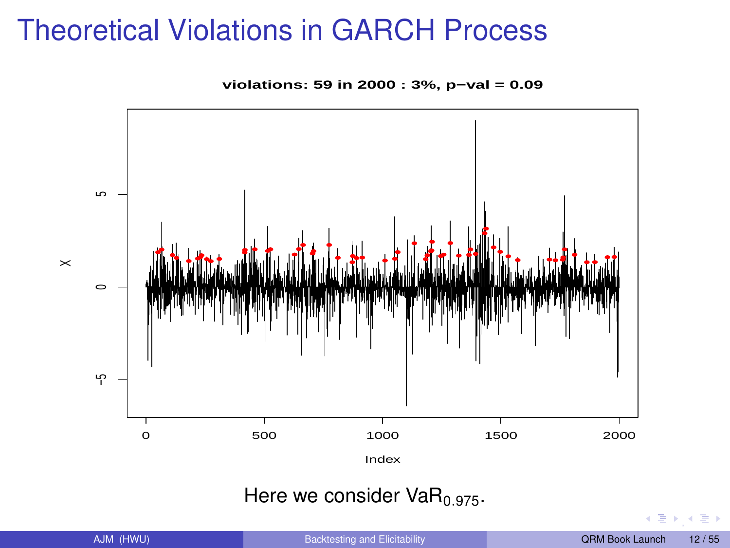# Theoretical Violations in GARCH Process

violations: 59 in 2000 : 3%, p−val = 0.09

Here we consider $\mathrm{VaR}_{0.975}$.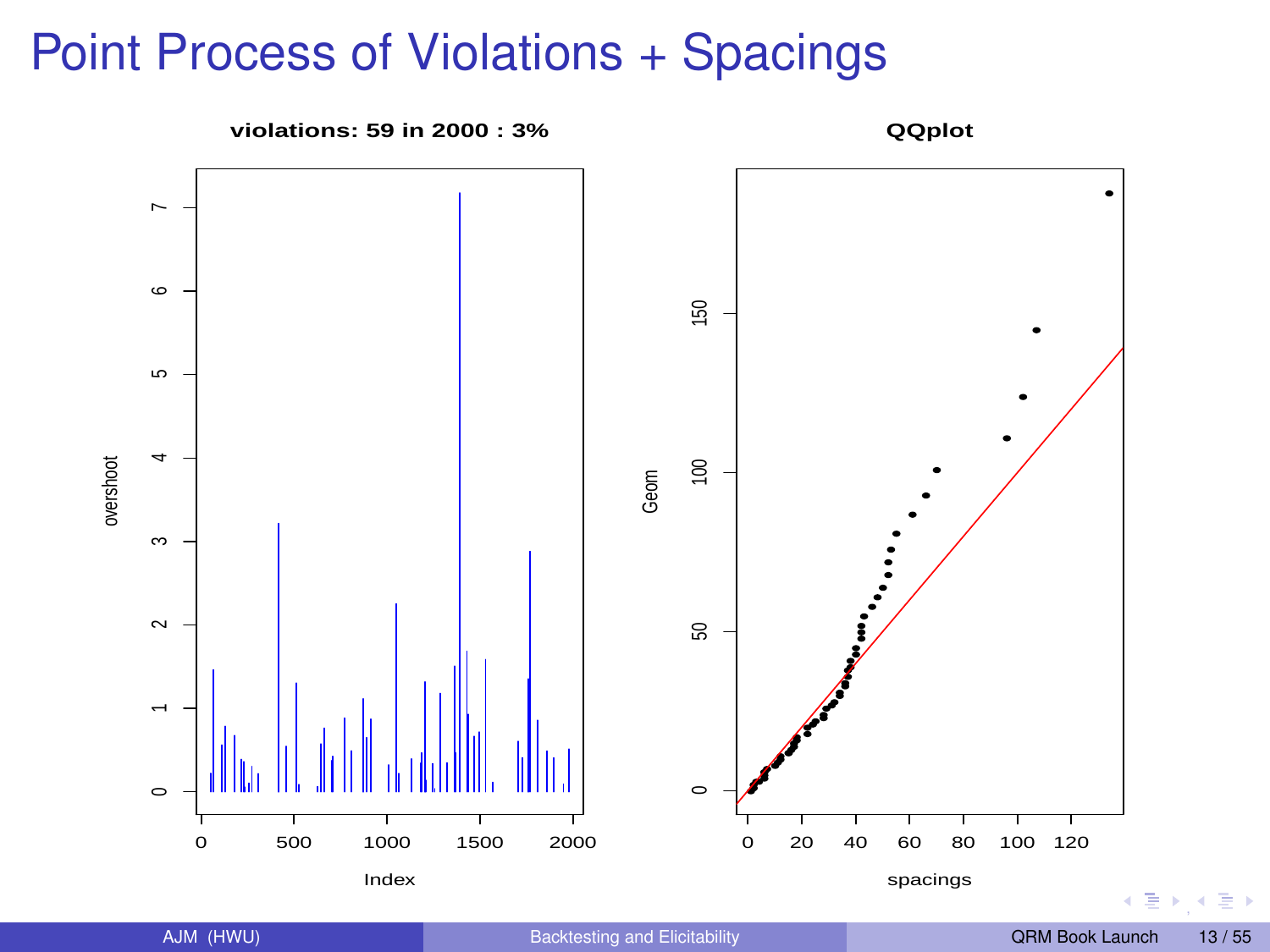# Point Process of Violations + Spacings

violations: 59 in 2000 : 3%

QQplot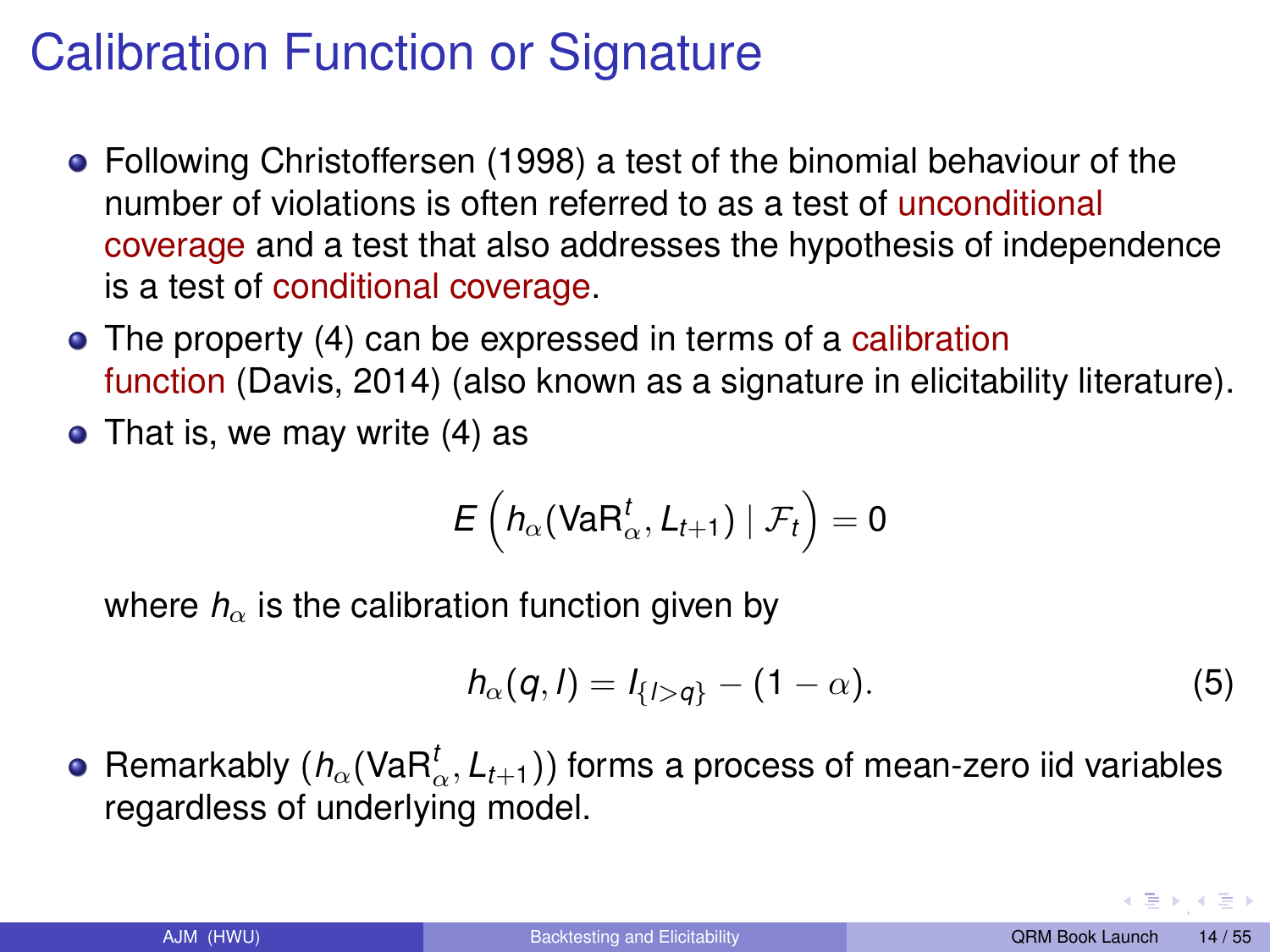# Calibration Function or Signature

- Following Christoffersen (1998) a test of the binomial behaviour of the number of violations is often referred to as a test of unconditional coverage and a test that also addresses the hypothesis of independence is a test of conditional coverage.
- The property (4) can be expressed in terms of a calibration function (Davis, 2014) (also known as a signature in elicitability literature).
- That is, we may write (4) as

$$E\left(h_\alpha(\mathrm{VaR}_\alpha^t, L_{t+1}) \mid \mathcal{F}_t\right) = 0$$

  where $h_\alpha$ is the calibration function given by

$$h_\alpha(q, l) = I_{\{l>q\}} - (1-\alpha). \tag{5}$$

- Remarkably $(h_\alpha(\mathrm{VaR}_\alpha^t, L_{t+1}))$ forms a process of mean-zero iid variables regardless of underlying model.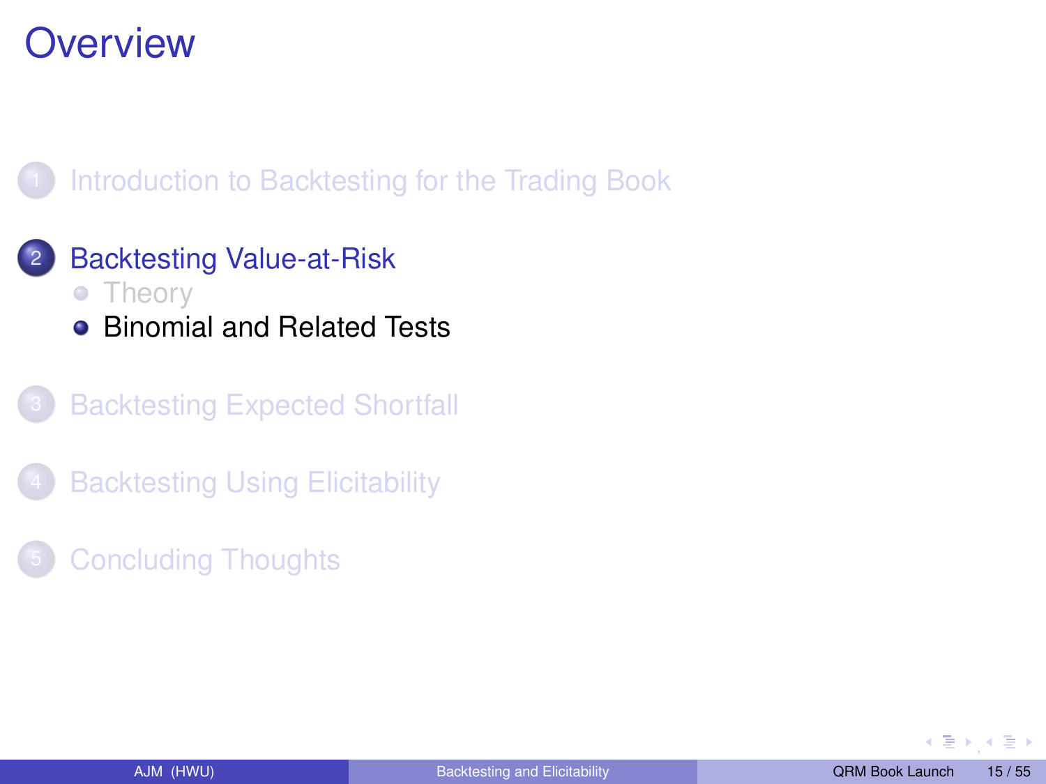# Overview

1. Introduction to Backtesting for the Trading Book
2. Backtesting Value-at-Risk
   - Theory
   - Binomial and Related Tests
3. Backtesting Expected Shortfall
4. Backtesting Using Elicitability
5. Concluding Thoughts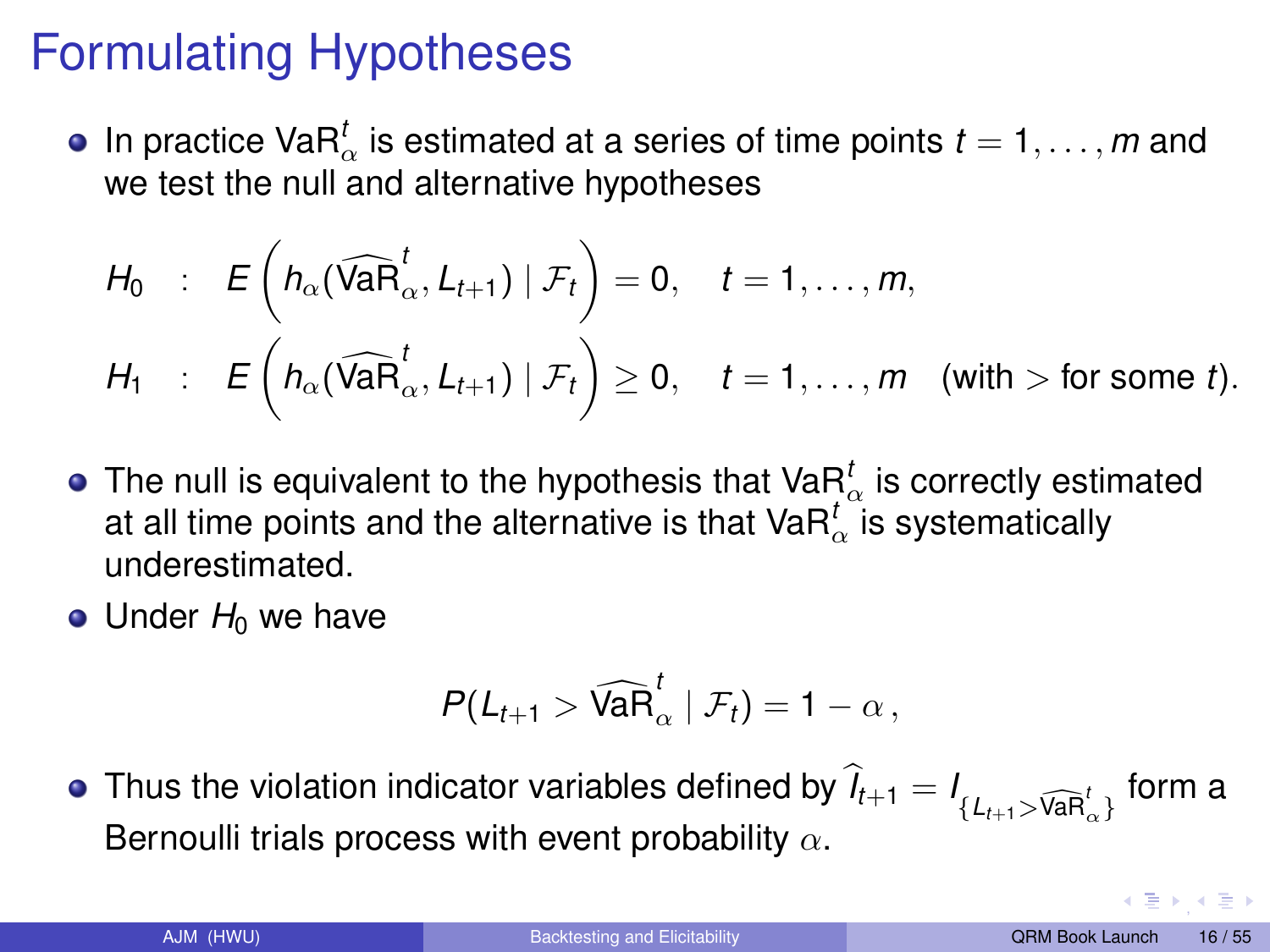# Formulating Hypotheses

- In practice $\mathrm{VaR}_\alpha^t$ is estimated at a series of time points $t = 1, \ldots, m$ and we test the null and alternative hypotheses

$$
\begin{aligned}
H_0 \quad &: \quad E\left( h_\alpha(\widehat{\mathrm{VaR}}_\alpha^t, L_{t+1}) \mid \mathcal{F}_t \right) = 0, \quad t = 1, \ldots, m, \\
H_1 \quad &: \quad E\left( h_\alpha(\widehat{\mathrm{VaR}}_\alpha^t, L_{t+1}) \mid \mathcal{F}_t \right) \geq 0, \quad t = 1, \ldots, m \quad \text{(with $>$ for some $t$).}
\end{aligned}
$$

- The null is equivalent to the hypothesis that $\mathrm{VaR}_\alpha^t$ is correctly estimated at all time points and the alternative is that $\mathrm{VaR}_\alpha^t$ is systematically underestimated.
- Under $H_0$ we have

$$
P(L_{t+1} > \widehat{\mathrm{VaR}}_\alpha^t \mid \mathcal{F}_t) = 1 - \alpha \,,
$$

- Thus the violation indicator variables defined by $\widehat{I}_{t+1} = I_{\{L_{t+1} > \widehat{\mathrm{VaR}}_\alpha^t\}}$ form a Bernoulli trials process with event probability $\alpha$.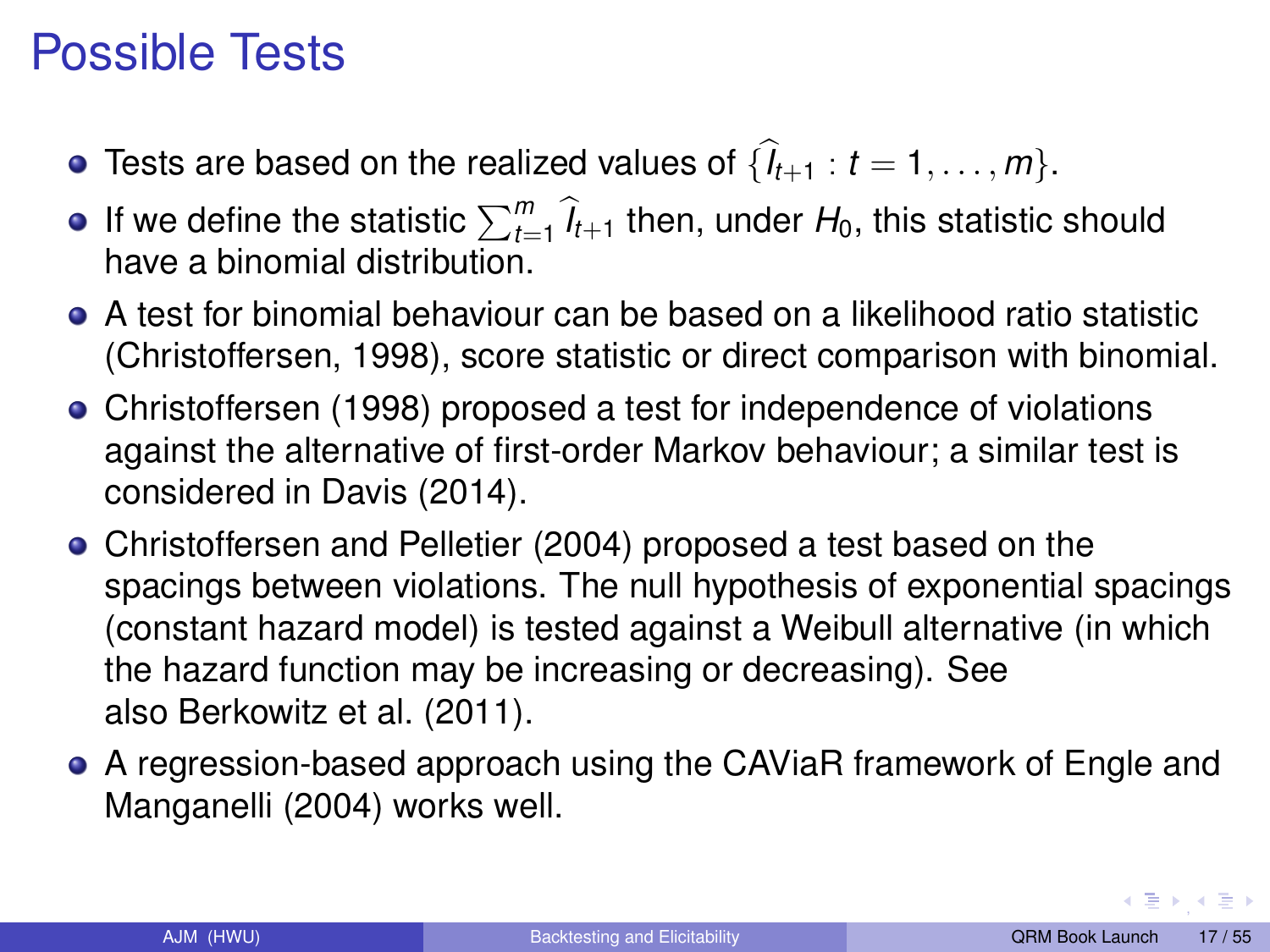# Possible Tests

- Tests are based on the realized values of $\{\widehat{I}_{t+1} : t = 1, \ldots, m\}$.
- If we define the statistic $\sum_{t=1}^{m} \widehat{I}_{t+1}$ then, under $H_0$, this statistic should have a binomial distribution.
- A test for binomial behaviour can be based on a likelihood ratio statistic (Christoffersen, 1998), score statistic or direct comparison with binomial.
- Christoffersen (1998) proposed a test for independence of violations against the alternative of first-order Markov behaviour; a similar test is considered in Davis (2014).
- Christoffersen and Pelletier (2004) proposed a test based on the spacings between violations. The null hypothesis of exponential spacings (constant hazard model) is tested against a Weibull alternative (in which the hazard function may be increasing or decreasing). See also Berkowitz et al. (2011).
- A regression-based approach using the CAViaR framework of Engle and Manganelli (2004) works well.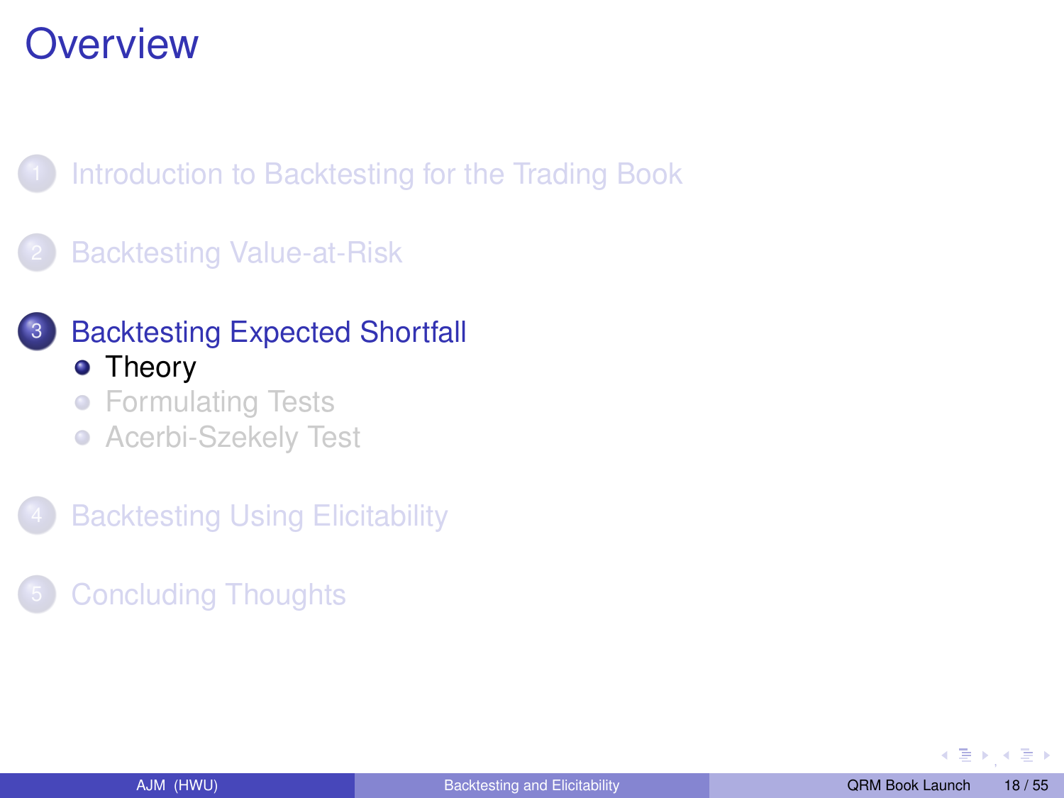# Overview

1. Introduction to Backtesting for the Trading Book
2. Backtesting Value-at-Risk
3. Backtesting Expected Shortfall
   - Theory
   - Formulating Tests
   - Acerbi-Szekely Test
4. Backtesting Using Elicitability
5. Concluding Thoughts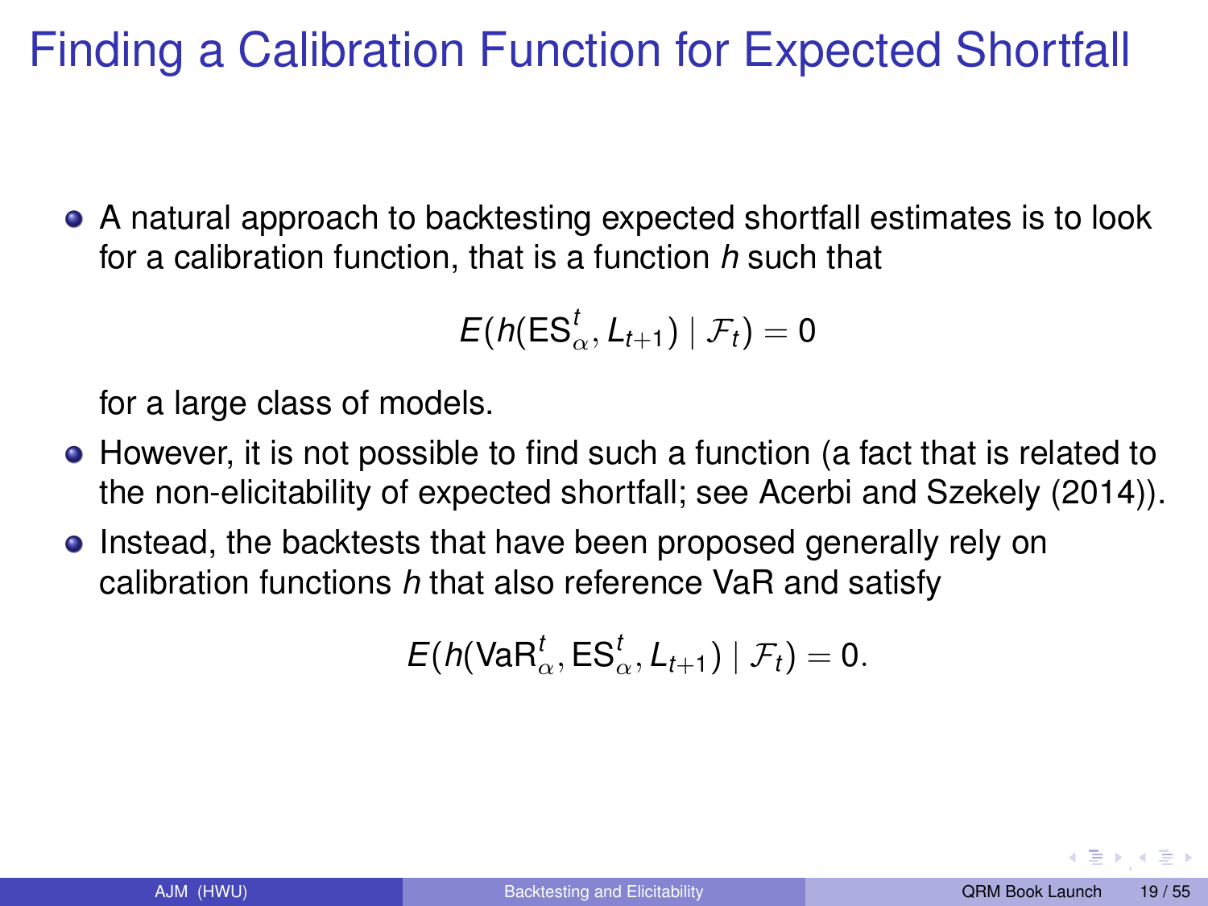# Finding a Calibration Function for Expected Shortfall

- A natural approach to backtesting expected shortfall estimates is to look for a calibration function, that is a function *h* such that

$$E(h(\mathrm{ES}_\alpha^t, L_{t+1}) \mid \mathcal{F}_t) = 0$$

  for a large class of models.

- However, it is not possible to find such a function (a fact that is related to the non-elicitability of expected shortfall; see Acerbi and Szekely (2014)).
- Instead, the backtests that have been proposed generally rely on calibration functions *h* that also reference VaR and satisfy

$$E(h(\mathrm{VaR}_\alpha^t, \mathrm{ES}_\alpha^t, L_{t+1}) \mid \mathcal{F}_t) = 0.$$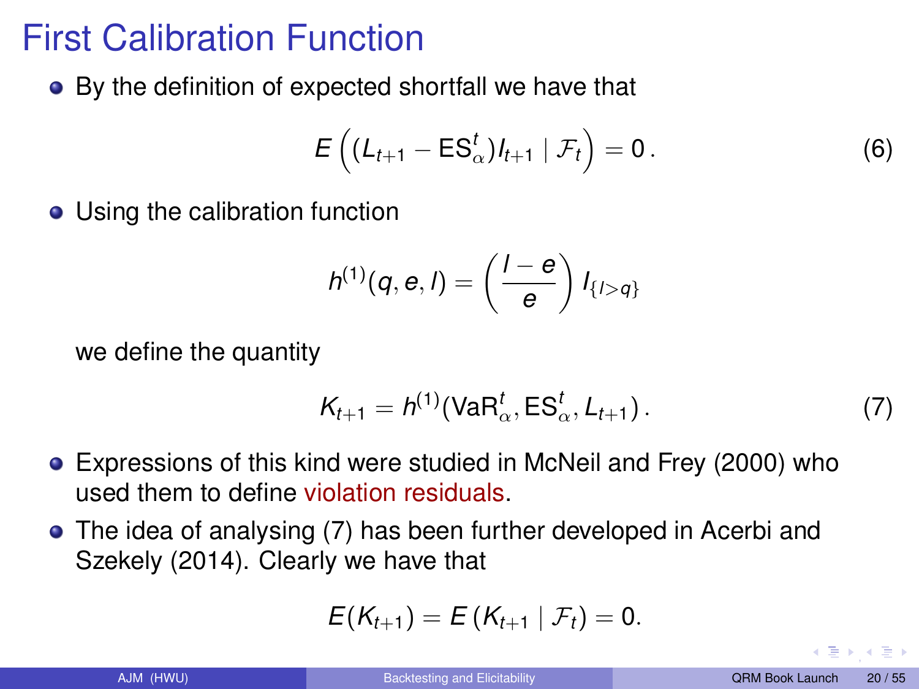# First Calibration Function

- By the definition of expected shortfall we have that

$$E\left((L_{t+1} - \mathrm{ES}_\alpha^t) I_{t+1} \mid \mathcal{F}_t\right) = 0\,. \tag{6}$$

- Using the calibration function

$$h^{(1)}(q, e, l) = \left(\frac{l - e}{e}\right) I_{\{l > q\}}$$

  we define the quantity

$$K_{t+1} = h^{(1)}(\mathrm{VaR}_\alpha^t, \mathrm{ES}_\alpha^t, L_{t+1})\,. \tag{7}$$

- Expressions of this kind were studied in McNeil and Frey (2000) who used them to define violation residuals.
- The idea of analysing (7) has been further developed in Acerbi and Szekely (2014). Clearly we have that

$$E(K_{t+1}) = E\left(K_{t+1} \mid \mathcal{F}_t\right) = 0.$$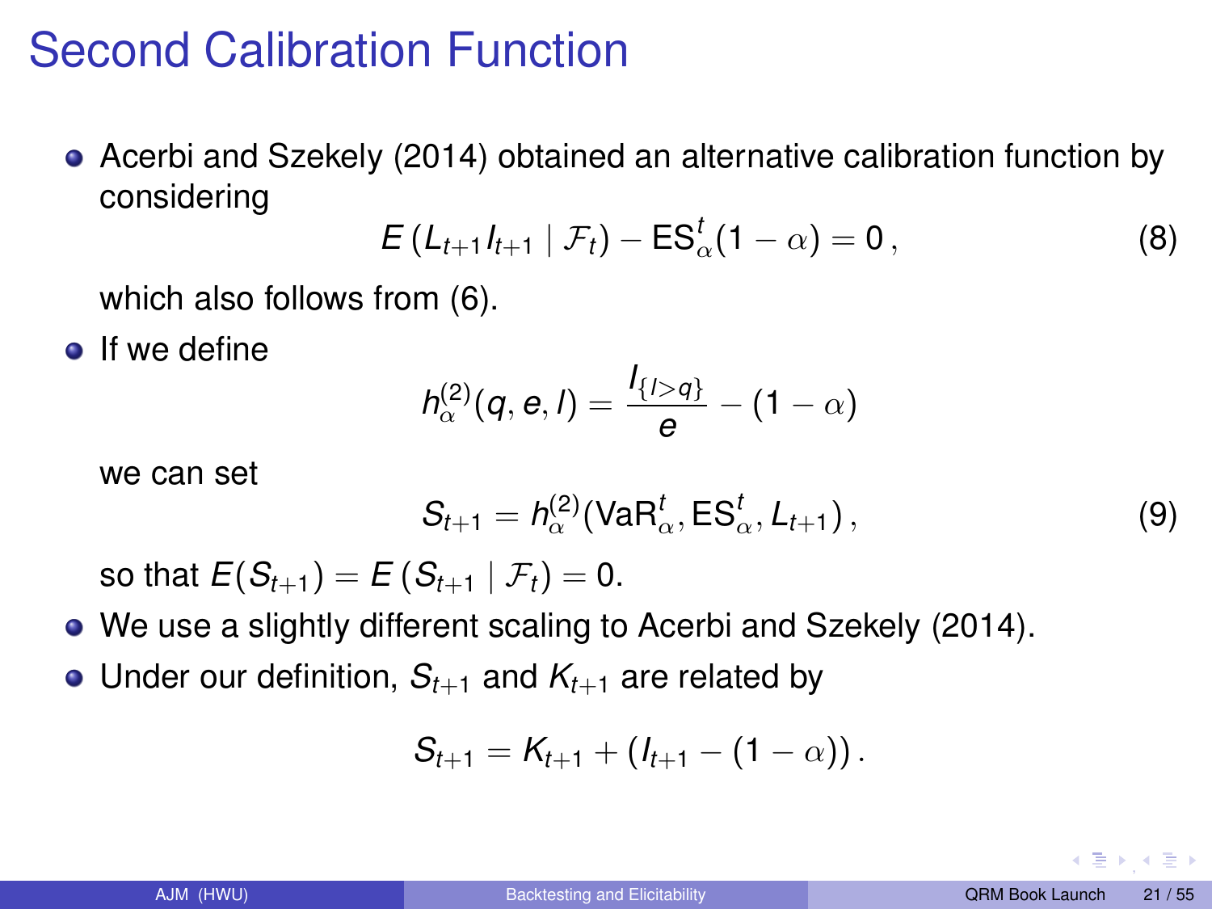# Second Calibration Function

- Acerbi and Szekely (2014) obtained an alternative calibration function by considering

$$E\left(L_{t+1} I_{t+1} \mid \mathcal{F}_t\right) - \mathrm{ES}_{\alpha}^{t}(1-\alpha) = 0\,, \tag{8}$$

  which also follows from (6).

- If we define

$$h_{\alpha}^{(2)}(q, e, l) = \frac{l_{\{l>q\}}}{e} - (1-\alpha)$$

  we can set

$$S_{t+1} = h_{\alpha}^{(2)}(\mathrm{VaR}_{\alpha}^{t}, \mathrm{ES}_{\alpha}^{t}, L_{t+1})\,, \tag{9}$$

  so that $E(S_{t+1}) = E\left(S_{t+1} \mid \mathcal{F}_t\right) = 0$.

- We use a slightly different scaling to Acerbi and Szekely (2014).
- Under our definition, $S_{t+1}$ and $K_{t+1}$ are related by

$$S_{t+1} = K_{t+1} + \left(I_{t+1} - (1-\alpha)\right).$$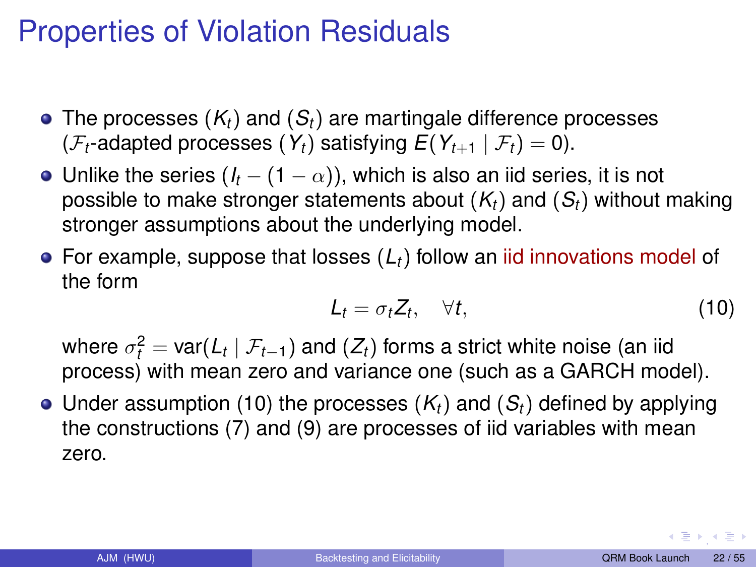# Properties of Violation Residuals

- The processes $(K_t)$ and $(S_t)$ are martingale difference processes ($\mathcal{F}_t$-adapted processes $(Y_t)$ satisfying $E(Y_{t+1} \mid \mathcal{F}_t) = 0$).
- Unlike the series $(I_t - (1 - \alpha))$, which is also an iid series, it is not possible to make stronger statements about $(K_t)$ and $(S_t)$ without making stronger assumptions about the underlying model.
- For example, suppose that losses $(L_t)$ follow an iid innovations model of the form

$$L_t = \sigma_t Z_t, \quad \forall t, \tag{10}$$

  where $\sigma_t^2 = \text{var}(L_t \mid \mathcal{F}_{t-1})$ and $(Z_t)$ forms a strict white noise (an iid process) with mean zero and variance one (such as a GARCH model).
- Under assumption (10) the processes $(K_t)$ and $(S_t)$ defined by applying the constructions (7) and (9) are processes of iid variables with mean zero.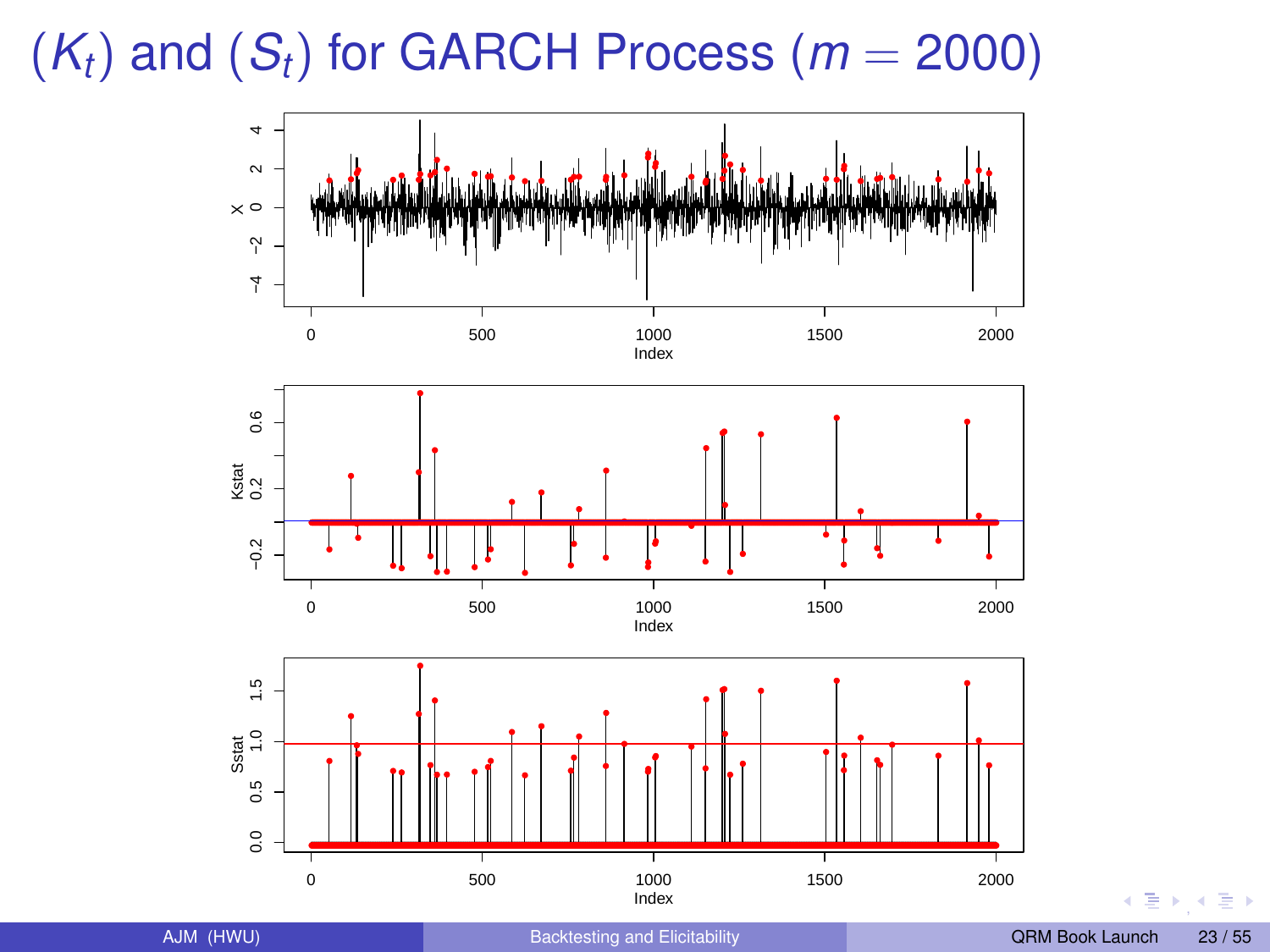# $(K_t)$ and $(S_t)$ for GARCH Process ($m = 2000$)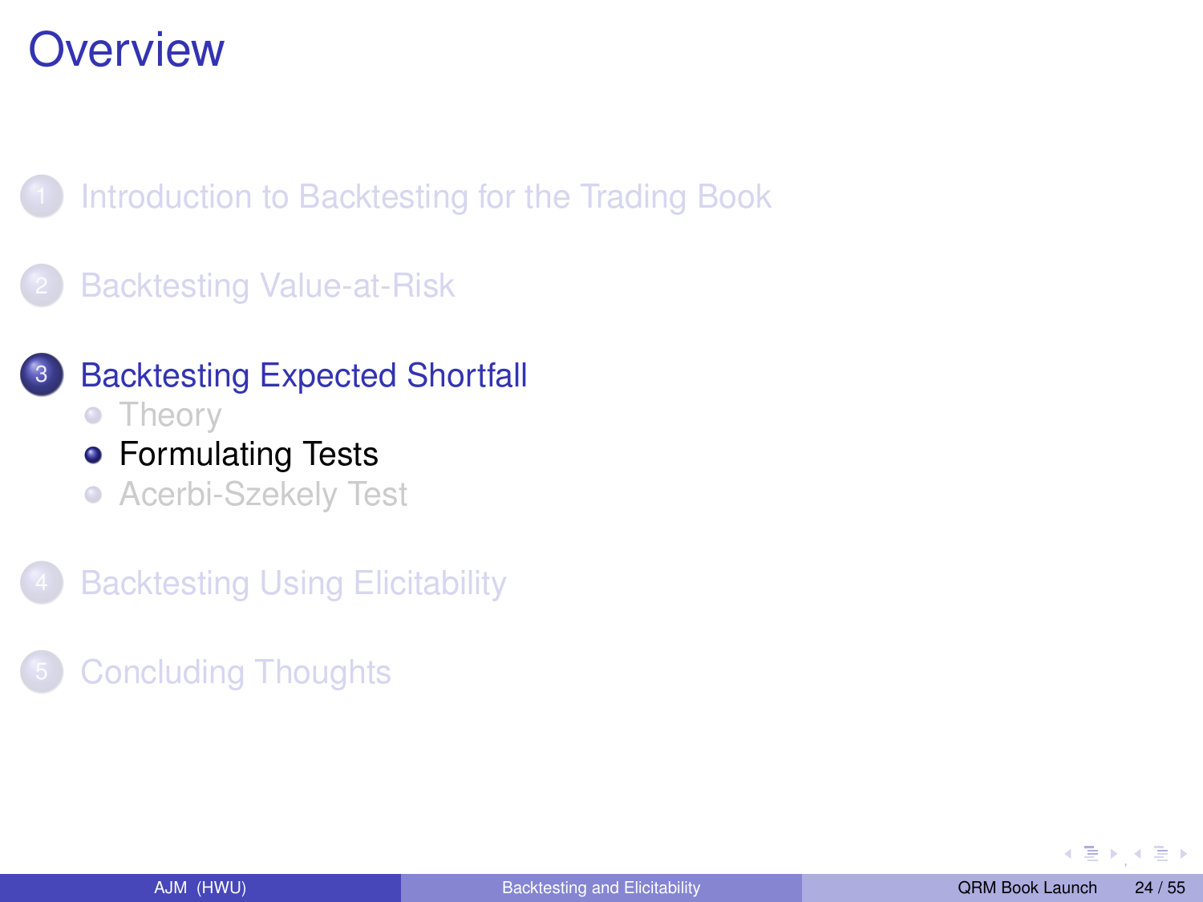# Overview

1. Introduction to Backtesting for the Trading Book
2. Backtesting Value-at-Risk
3. Backtesting Expected Shortfall
   - Theory
   - Formulating Tests
   - Acerbi-Szekely Test
4. Backtesting Using Elicitability
5. Concluding Thoughts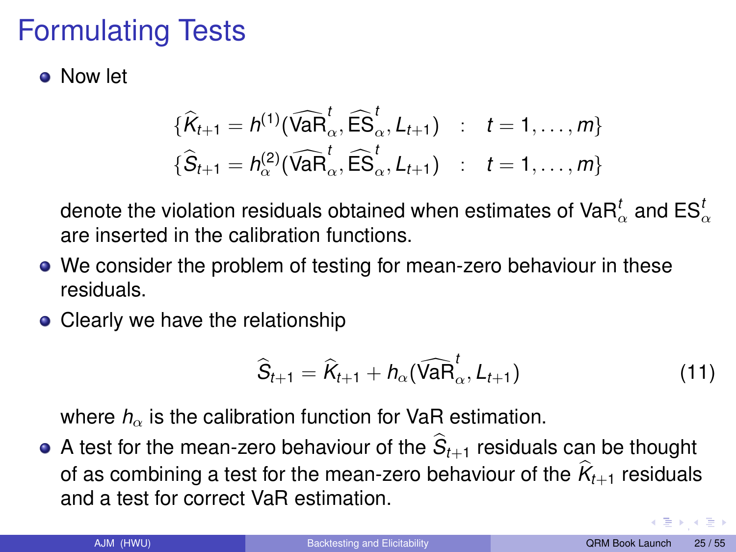# Formulating Tests

- Now let

$$
\begin{aligned}
\{\widehat{K}_{t+1} = h^{(1)}(\widehat{\mathrm{VaR}}^{t}_{\alpha}, \widehat{\mathrm{ES}}^{t}_{\alpha}, L_{t+1}) \quad &: \quad t = 1, \ldots, m\} \\
\{\widehat{S}_{t+1} = h^{(2)}_{\alpha}(\widehat{\mathrm{VaR}}^{t}_{\alpha}, \widehat{\mathrm{ES}}^{t}_{\alpha}, L_{t+1}) \quad &: \quad t = 1, \ldots, m\}
\end{aligned}
$$

  denote the violation residuals obtained when estimates of $\mathrm{VaR}^{t}_{\alpha}$ and $\mathrm{ES}^{t}_{\alpha}$ are inserted in the calibration functions.

- We consider the problem of testing for mean-zero behaviour in these residuals.
- Clearly we have the relationship

$$
\widehat{S}_{t+1} = \widehat{K}_{t+1} + h_{\alpha}(\widehat{\mathrm{VaR}}^{t}_{\alpha}, L_{t+1}) \tag{11}
$$

  where $h_{\alpha}$ is the calibration function for VaR estimation.

- A test for the mean-zero behaviour of the $\widehat{S}_{t+1}$ residuals can be thought of as combining a test for the mean-zero behaviour of the $\widehat{K}_{t+1}$ residuals and a test for correct VaR estimation.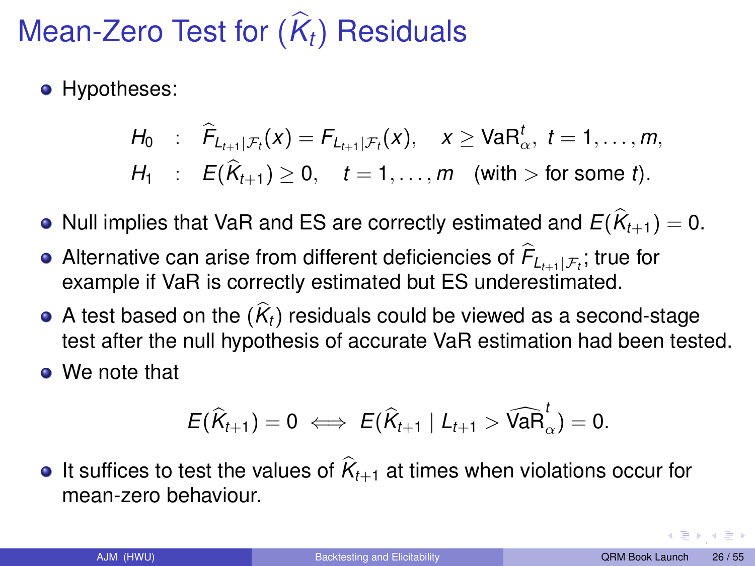# Mean-Zero Test for $(\widehat{K}_t)$ Residuals

- Hypotheses:

$$
\begin{aligned}
H_0 &: \quad \widehat{F}_{L_{t+1}|\mathcal{F}_t}(x) = F_{L_{t+1}|\mathcal{F}_t}(x), \quad x \geq \mathrm{VaR}_\alpha^t,\ t = 1, \ldots, m, \\
H_1 &: \quad E(\widehat{K}_{t+1}) \geq 0, \quad t = 1, \ldots, m \quad \text{(with $>$ for some $t$)}.
\end{aligned}
$$

- Null implies that VaR and ES are correctly estimated and $E(\widehat{K}_{t+1}) = 0$.
- Alternative can arise from different deficiencies of $\widehat{F}_{L_{t+1}|\mathcal{F}_t}$; true for example if VaR is correctly estimated but ES underestimated.
- A test based on the $(\widehat{K}_t)$ residuals could be viewed as a second-stage test after the null hypothesis of accurate VaR estimation had been tested.
- We note that

$$
E(\widehat{K}_{t+1}) = 0 \iff E(\widehat{K}_{t+1} \mid L_{t+1} > \widehat{\mathrm{VaR}}_\alpha^t) = 0.
$$

- It suffices to test the values of $\widehat{K}_{t+1}$ at times when violations occur for mean-zero behaviour.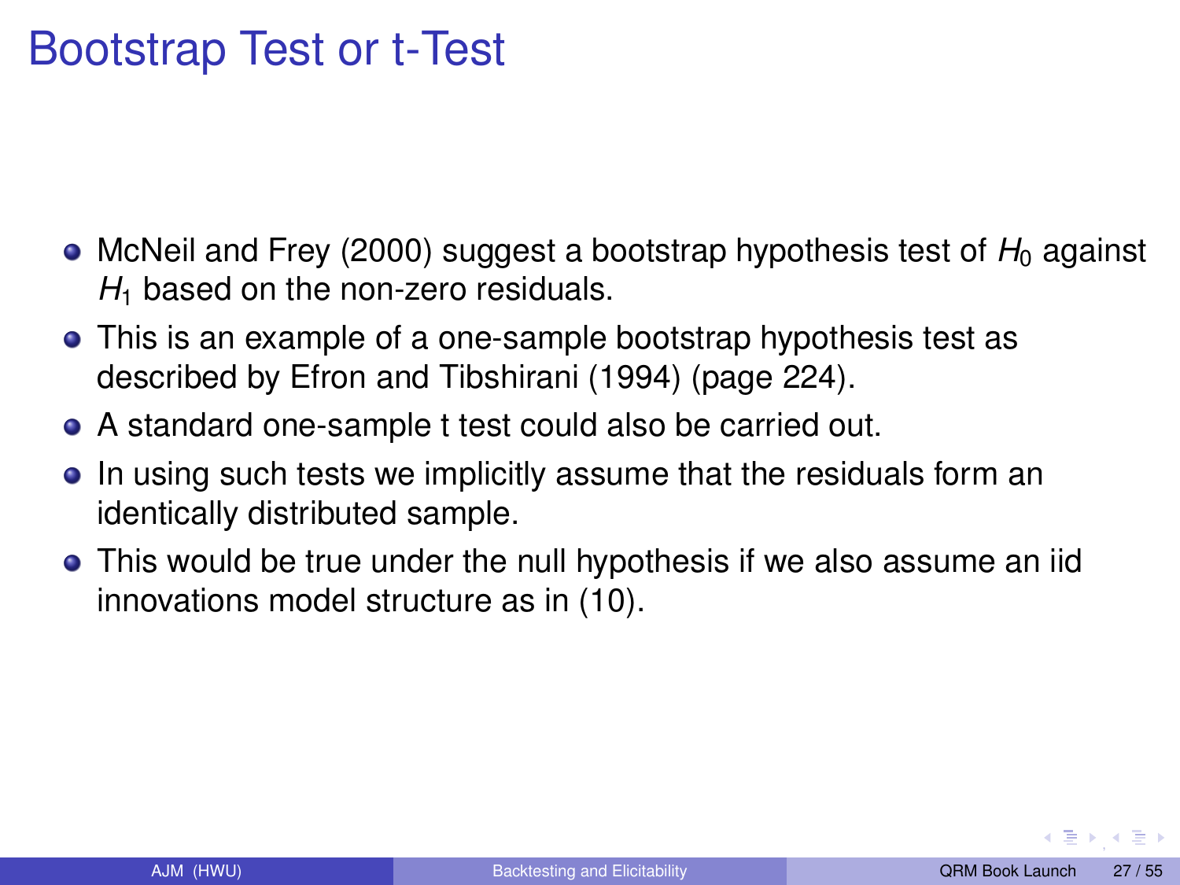# Bootstrap Test or t-Test

- McNeil and Frey (2000) suggest a bootstrap hypothesis test of $H_0$ against $H_1$ based on the non-zero residuals.
- This is an example of a one-sample bootstrap hypothesis test as described by Efron and Tibshirani (1994) (page 224).
- A standard one-sample t test could also be carried out.
- In using such tests we implicitly assume that the residuals form an identically distributed sample.
- This would be true under the null hypothesis if we also assume an iid innovations model structure as in (10).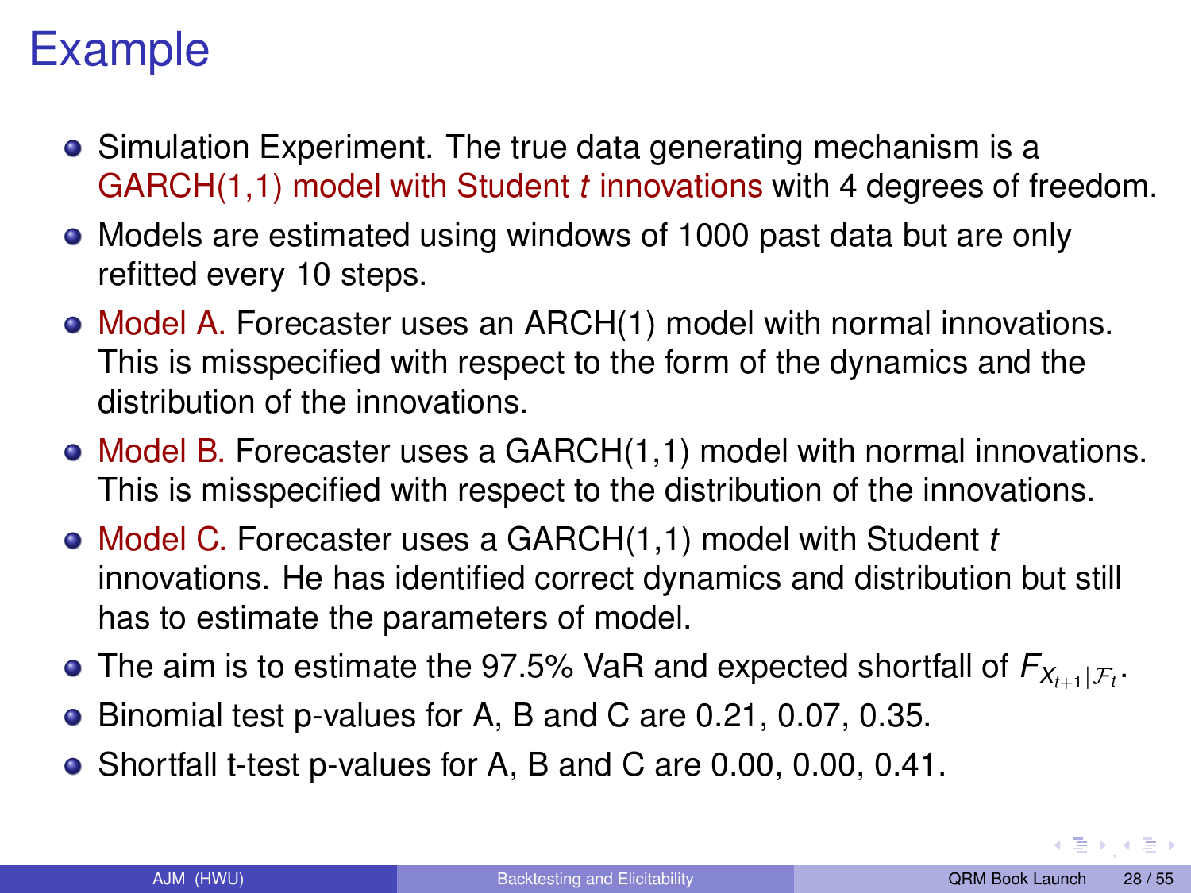# Example

- Simulation Experiment. The true data generating mechanism is a GARCH(1,1) model with Student *t* innovations with 4 degrees of freedom.
- Models are estimated using windows of 1000 past data but are only refitted every 10 steps.
- Model A. Forecaster uses an ARCH(1) model with normal innovations. This is misspecified with respect to the form of the dynamics and the distribution of the innovations.
- Model B. Forecaster uses a GARCH(1,1) model with normal innovations. This is misspecified with respect to the distribution of the innovations.
- Model C. Forecaster uses a GARCH(1,1) model with Student *t* innovations. He has identified correct dynamics and distribution but still has to estimate the parameters of model.
- The aim is to estimate the 97.5% VaR and expected shortfall of $F_{X_{t+1}|\mathcal{F}_t}$.
- Binomial test p-values for A, B and C are 0.21, 0.07, 0.35.
- Shortfall t-test p-values for A, B and C are 0.00, 0.00, 0.41.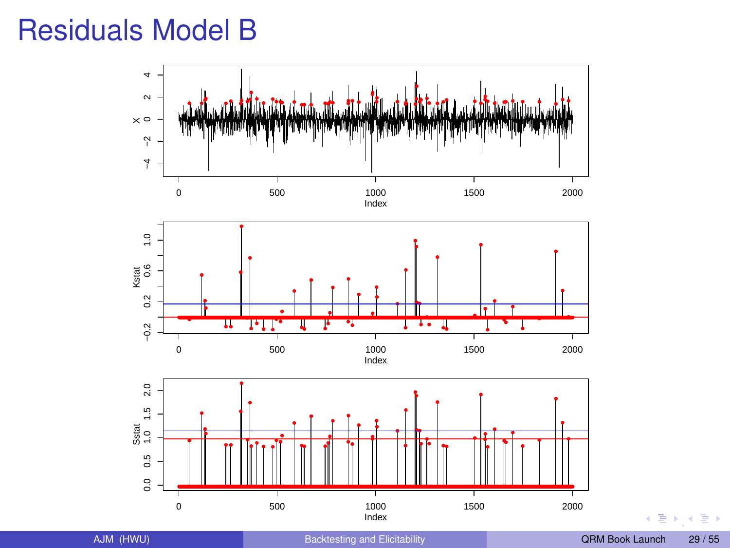# Residuals Model B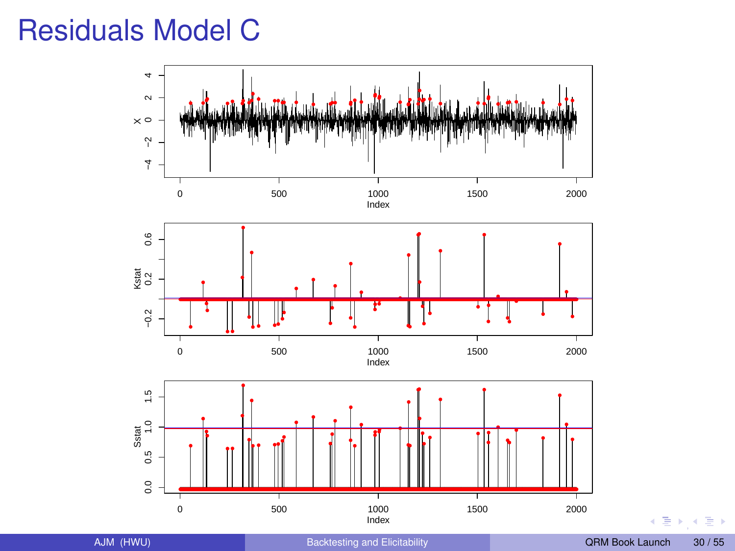# Residuals Model C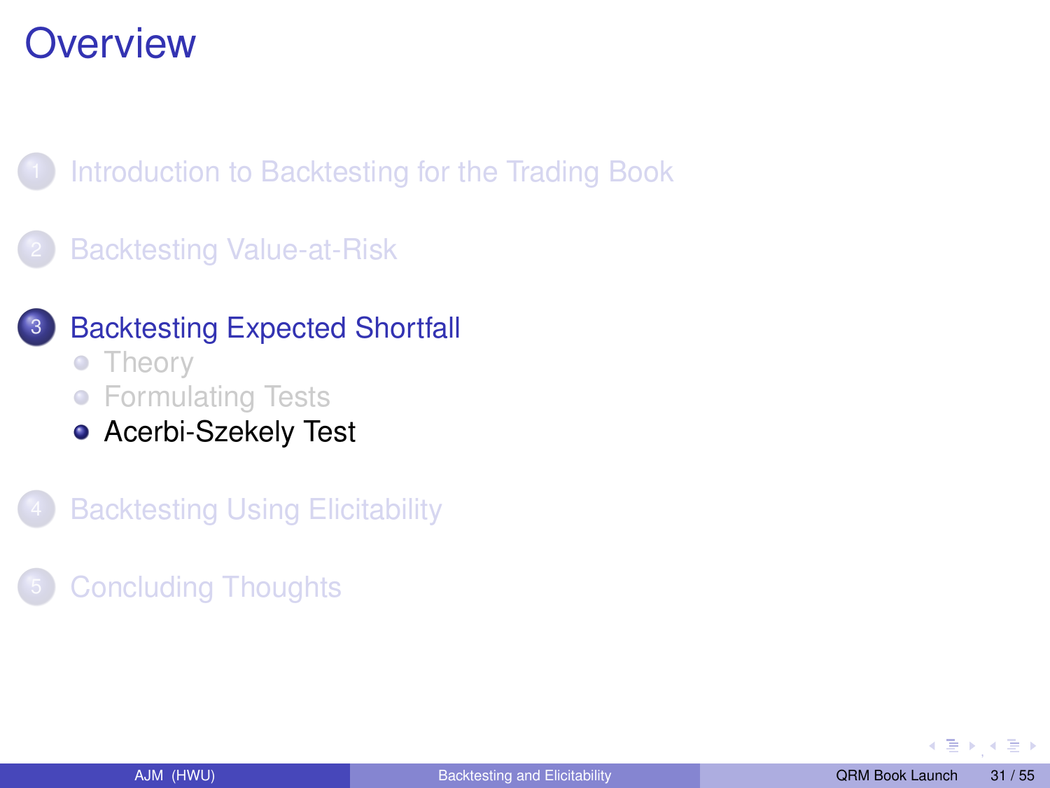# Overview

1. Introduction to Backtesting for the Trading Book
2. Backtesting Value-at-Risk
3. Backtesting Expected Shortfall
   - Theory
   - Formulating Tests
   - Acerbi-Szekely Test
4. Backtesting Using Elicitability
5. Concluding Thoughts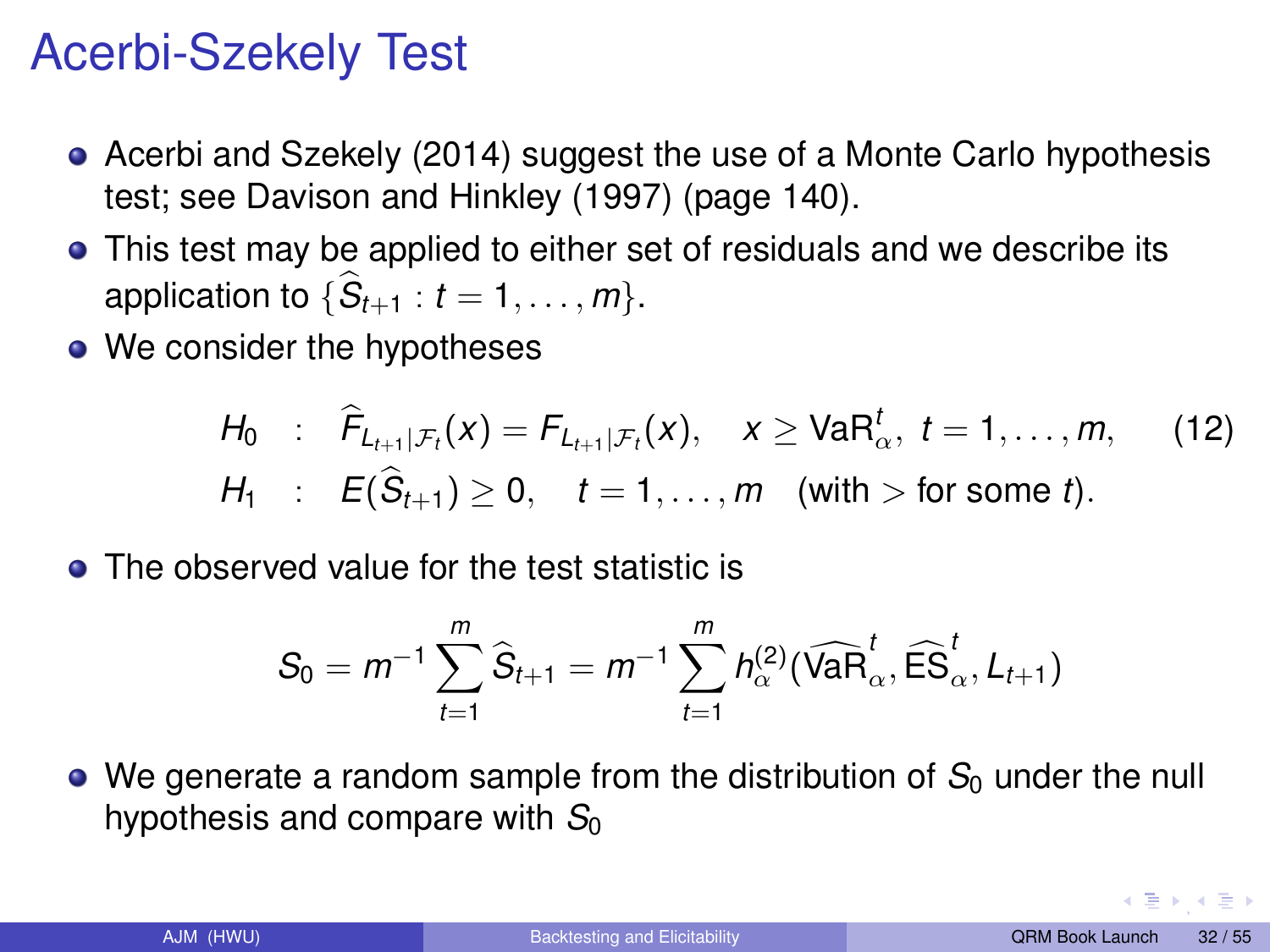# Acerbi-Szekely Test

- Acerbi and Szekely (2014) suggest the use of a Monte Carlo hypothesis test; see Davison and Hinkley (1997) (page 140).
- This test may be applied to either set of residuals and we describe its application to $\{\widehat{S}_{t+1} : t = 1, \ldots, m\}$.
- We consider the hypotheses

$$
\begin{aligned}
H_0 &: \quad \widehat{F}_{L_{t+1}|\mathcal{F}_t}(x) = F_{L_{t+1}|\mathcal{F}_t}(x), \quad x \geq \mathrm{VaR}_\alpha^t,\ t = 1, \ldots, m, \qquad (12) \\
H_1 &: \quad E(\widehat{S}_{t+1}) \geq 0, \quad t = 1, \ldots, m \quad (\text{with} > \text{for some } t).
\end{aligned}
$$

- The observed value for the test statistic is

$$
S_0 = m^{-1} \sum_{t=1}^{m} \widehat{S}_{t+1} = m^{-1} \sum_{t=1}^{m} h_\alpha^{(2)}(\widehat{\mathrm{VaR}}_\alpha^t, \widehat{\mathrm{ES}}_\alpha^t, L_{t+1})
$$

- We generate a random sample from the distribution of $S_0$ under the null hypothesis and compare with $S_0$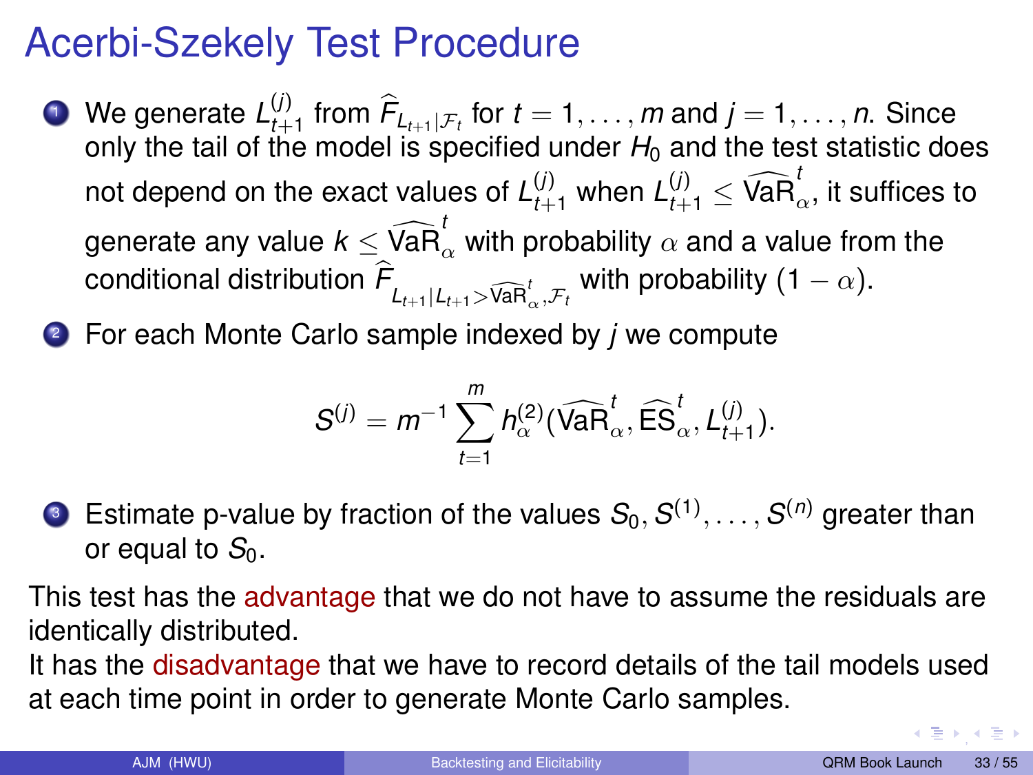# Acerbi-Szekely Test Procedure

1. We generate $L_{t+1}^{(j)}$ from $\widehat{F}_{L_{t+1}|\mathcal{F}_t}$ for $t = 1, \ldots, m$ and $j = 1, \ldots, n$. Since only the tail of the model is specified under $H_0$ and the test statistic does not depend on the exact values of $L_{t+1}^{(j)}$ when $L_{t+1}^{(j)} \leq \widehat{\mathrm{VaR}}_{\alpha}^{t}$, it suffices to generate any value $k \leq \widehat{\mathrm{VaR}}_{\alpha}^{t}$ with probability $\alpha$ and a value from the conditional distribution $\widehat{F}_{L_{t+1}|L_{t+1} > \widehat{\mathrm{VaR}}_{\alpha}^{t}, \mathcal{F}_t}$ with probability $(1 - \alpha)$.
2. For each Monte Carlo sample indexed by $j$ we compute

$$S^{(j)} = m^{-1} \sum_{t=1}^{m} h_{\alpha}^{(2)}(\widehat{\mathrm{VaR}}_{\alpha}^{t}, \widehat{\mathrm{ES}}_{\alpha}^{t}, L_{t+1}^{(j)}).$$

3. Estimate p-value by fraction of the values $S_0, S^{(1)}, \ldots, S^{(n)}$ greater than or equal to $S_0$.

This test has the advantage that we do not have to assume the residuals are identically distributed.
It has the disadvantage that we have to record details of the tail models used at each time point in order to generate Monte Carlo samples.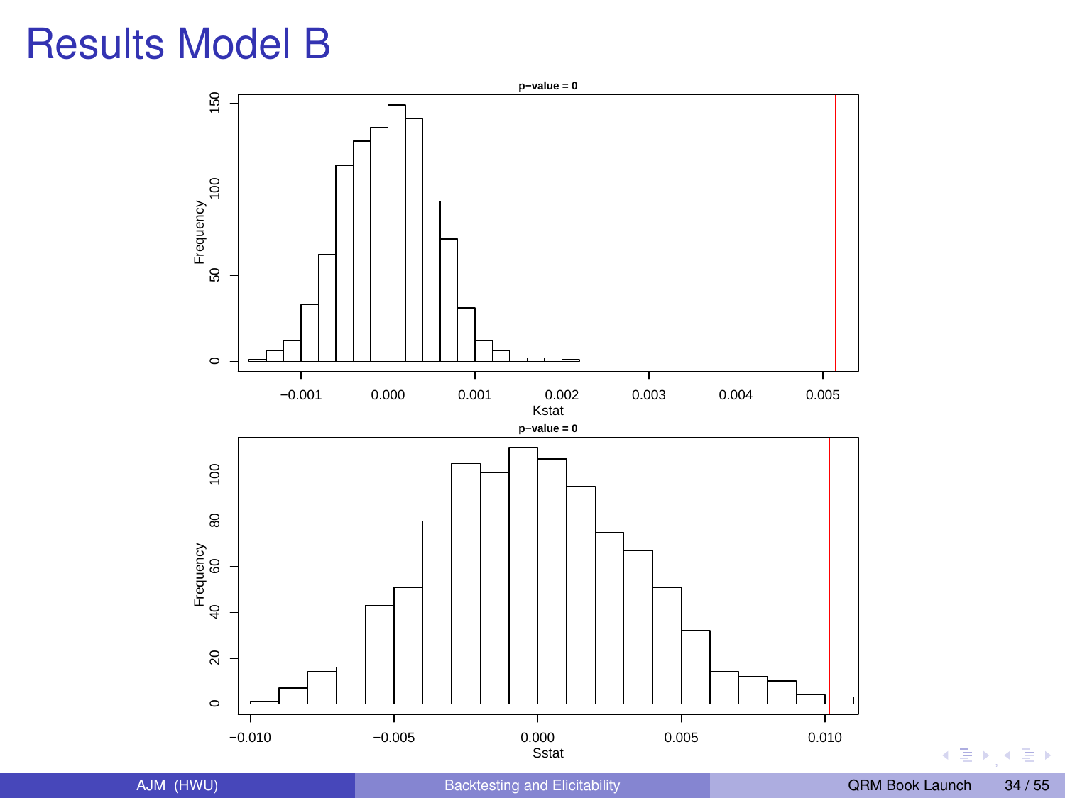# Results Model B

p−value = 0

Kstat

p−value = 0

Sstat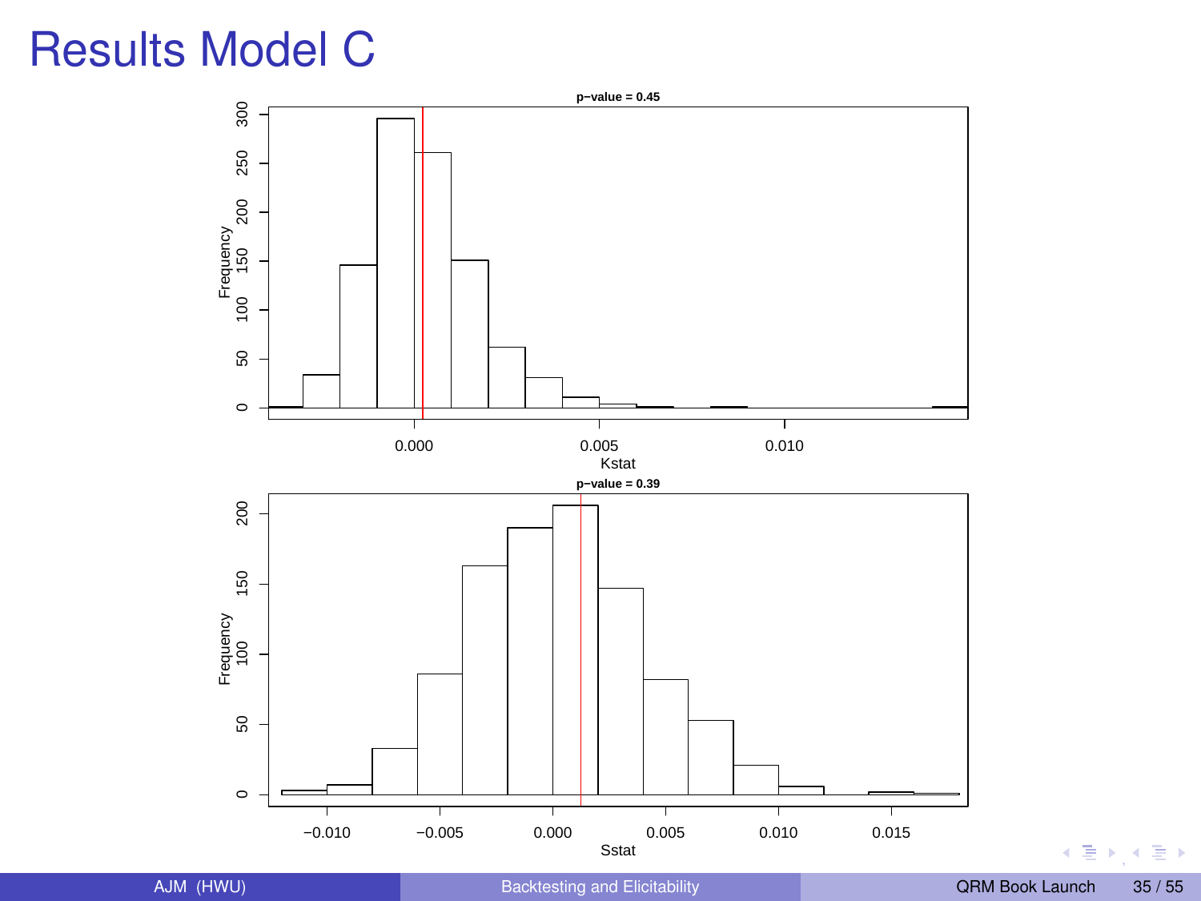# Results Model C

p−value = 0.45

Kstat

p−value = 0.39

Sstat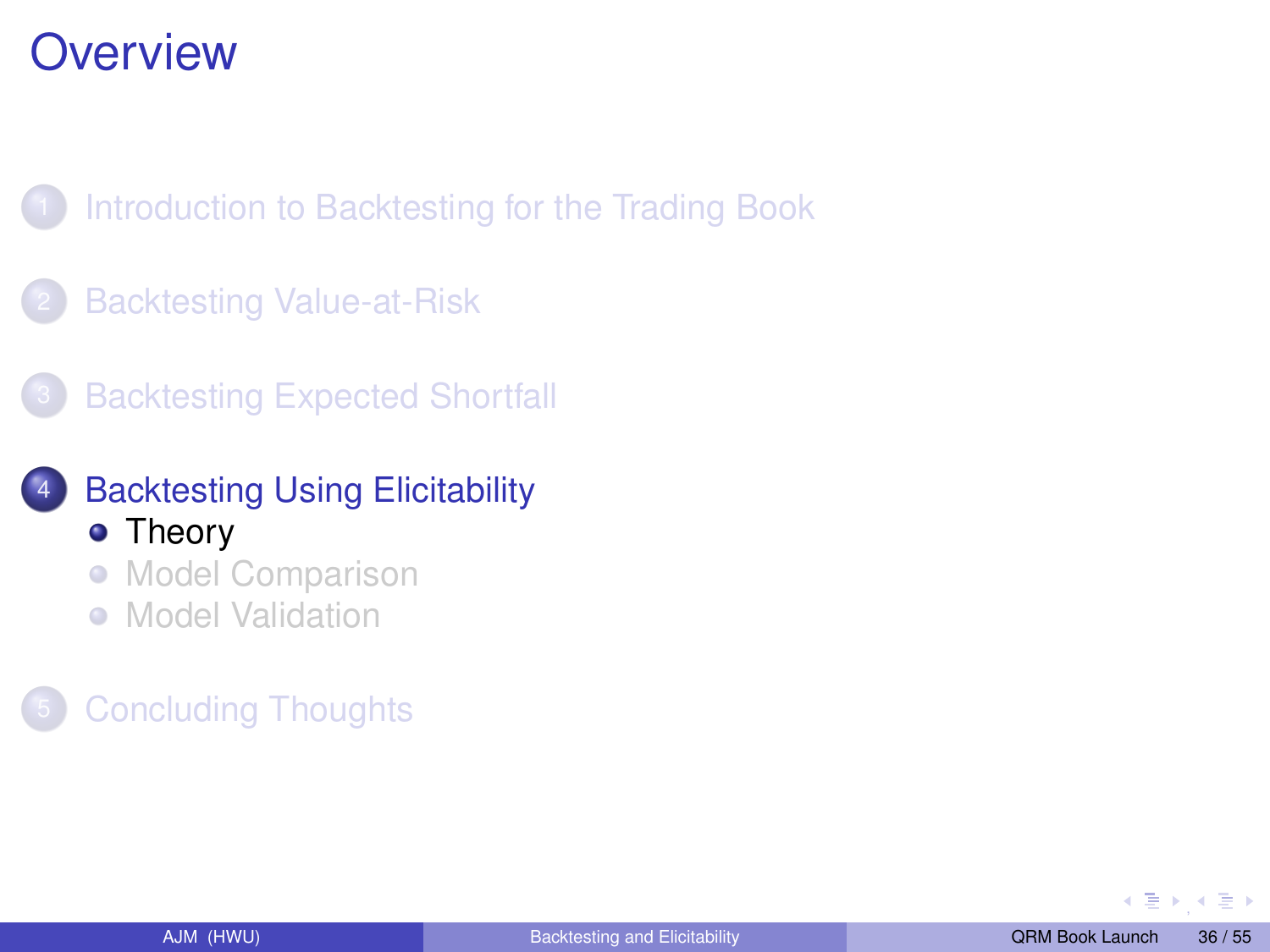# Overview

1. Introduction to Backtesting for the Trading Book
2. Backtesting Value-at-Risk
3. Backtesting Expected Shortfall
4. Backtesting Using Elicitability
   - Theory
   - Model Comparison
   - Model Validation
5. Concluding Thoughts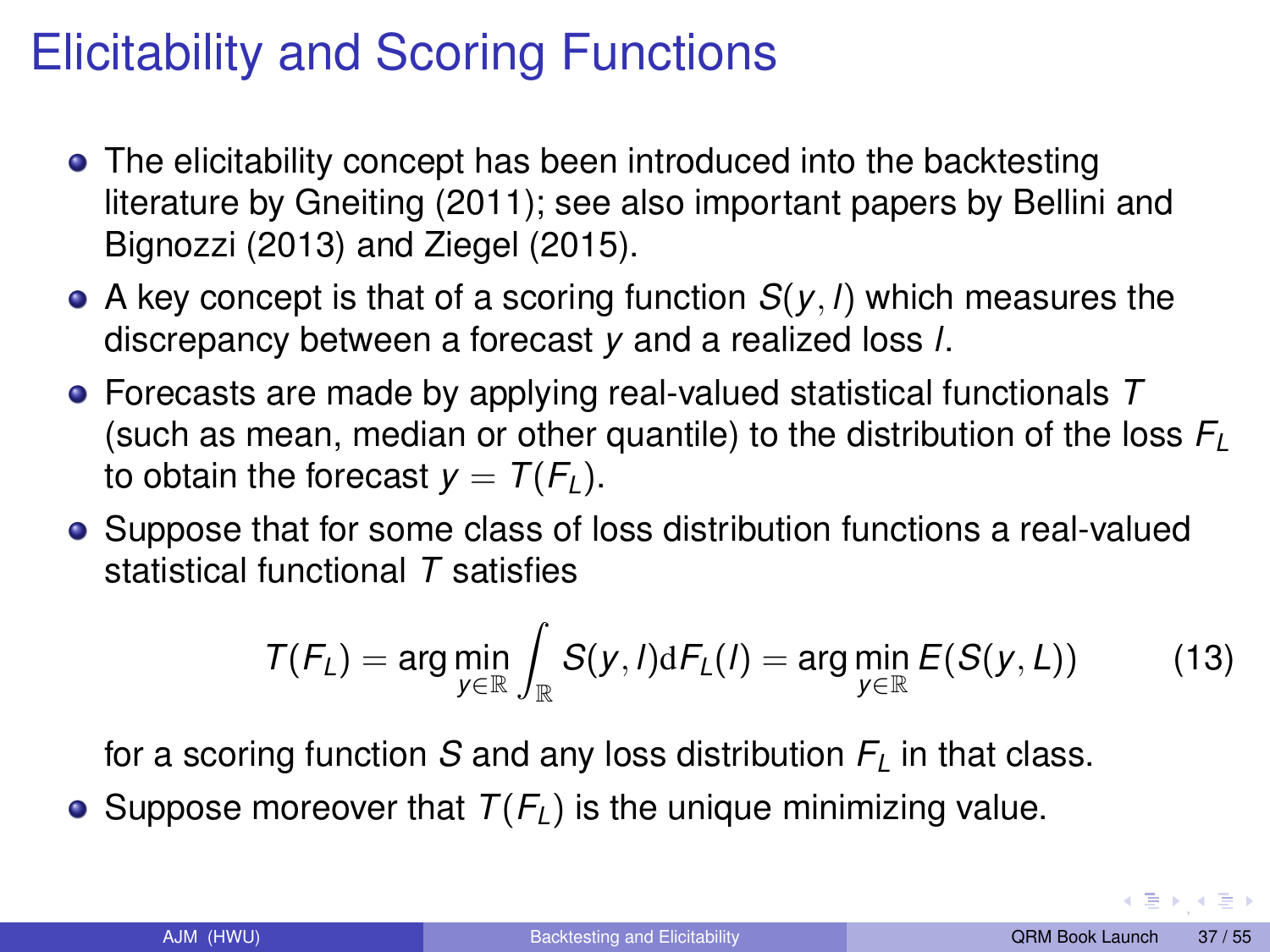# Elicitability and Scoring Functions

- The elicitability concept has been introduced into the backtesting literature by Gneiting (2011); see also important papers by Bellini and Bignozzi (2013) and Ziegel (2015).
- A key concept is that of a scoring function $S(y, l)$ which measures the discrepancy between a forecast $y$ and a realized loss $l$.
- Forecasts are made by applying real-valued statistical functionals $T$ (such as mean, median or other quantile) to the distribution of the loss $F_L$ to obtain the forecast $y = T(F_L)$.
- Suppose that for some class of loss distribution functions a real-valued statistical functional $T$ satisfies

$$T(F_L) = \arg\min_{y \in \mathbb{R}} \int_{\mathbb{R}} S(y, l) \mathrm{d}F_L(l) = \arg\min_{y \in \mathbb{R}} E(S(y, L)) \tag{13}$$

  for a scoring function $S$ and any loss distribution $F_L$ in that class.
- Suppose moreover that $T(F_L)$ is the unique minimizing value.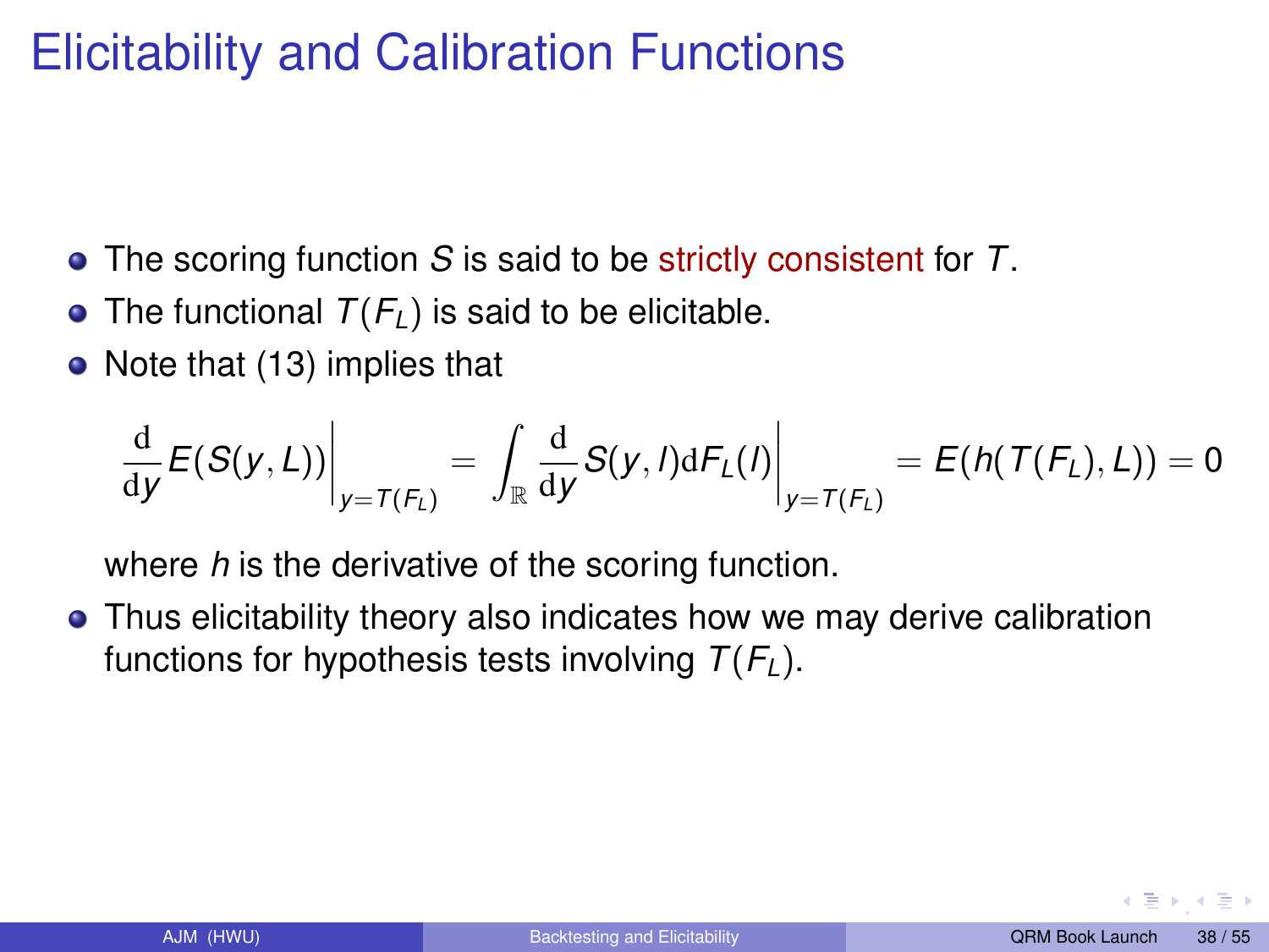# Elicitability and Calibration Functions

- The scoring function $S$ is said to be strictly consistent for $T$.
- The functional $T(F_L)$ is said to be elicitable.
- Note that (13) implies that

$$\frac{\mathrm{d}}{\mathrm{d}y} E(S(y, L))\bigg|_{y=T(F_L)} = \int_{\mathbb{R}} \frac{\mathrm{d}}{\mathrm{d}y} S(y, l) \mathrm{d}F_L(l)\bigg|_{y=T(F_L)} = E(h(T(F_L), L)) = 0$$

  where $h$ is the derivative of the scoring function.
- Thus elicitability theory also indicates how we may derive calibration functions for hypothesis tests involving $T(F_L)$.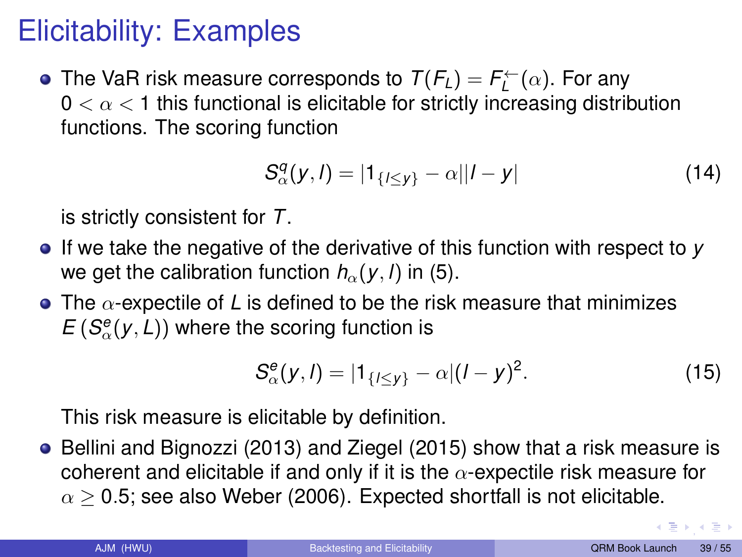# Elicitability: Examples

- The VaR risk measure corresponds to $T(F_L) = F_L^{\leftarrow}(\alpha)$. For any $0 < \alpha < 1$ this functional is elicitable for strictly increasing distribution functions. The scoring function

$$S_\alpha^q(y, l) = |1_{\{l \leq y\}} - \alpha||l - y| \tag{14}$$

  is strictly consistent for $T$.

- If we take the negative of the derivative of this function with respect to $y$ we get the calibration function $h_\alpha(y, l)$ in (5).

- The $\alpha$-expectile of $L$ is defined to be the risk measure that minimizes $E\left(S_\alpha^e(y, L)\right)$ where the scoring function is

$$S_\alpha^e(y, l) = |1_{\{l \leq y\}} - \alpha|(l - y)^2. \tag{15}$$

  This risk measure is elicitable by definition.

- Bellini and Bignozzi (2013) and Ziegel (2015) show that a risk measure is coherent and elicitable if and only if it is the $\alpha$-expectile risk measure for $\alpha \geq 0.5$; see also Weber (2006). Expected shortfall is not elicitable.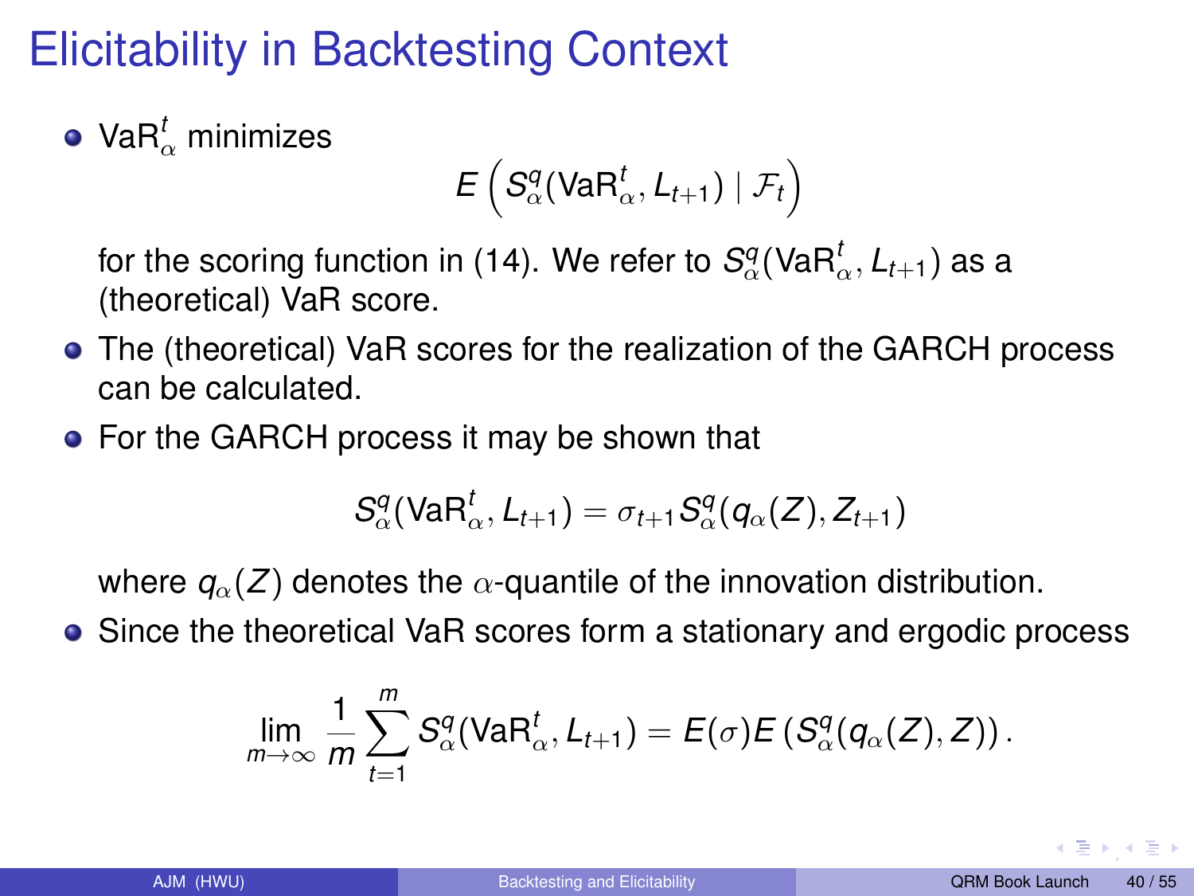# Elicitability in Backtesting Context

- $\mathrm{VaR}^t_\alpha$ minimizes

$$E\left(S^q_\alpha(\mathrm{VaR}^t_\alpha, L_{t+1}) \mid \mathcal{F}_t\right)$$

  for the scoring function in (14). We refer to $S^q_\alpha(\mathrm{VaR}^t_\alpha, L_{t+1})$ as a (theoretical) VaR score.

- The (theoretical) VaR scores for the realization of the GARCH process can be calculated.

- For the GARCH process it may be shown that

$$S^q_\alpha(\mathrm{VaR}^t_\alpha, L_{t+1}) = \sigma_{t+1} S^q_\alpha(q_\alpha(Z), Z_{t+1})$$

  where $q_\alpha(Z)$ denotes the $\alpha$-quantile of the innovation distribution.

- Since the theoretical VaR scores form a stationary and ergodic process

$$\lim_{m\to\infty} \frac{1}{m} \sum_{t=1}^{m} S^q_\alpha(\mathrm{VaR}^t_\alpha, L_{t+1}) = E(\sigma) E\left(S^q_\alpha(q_\alpha(Z), Z)\right).$$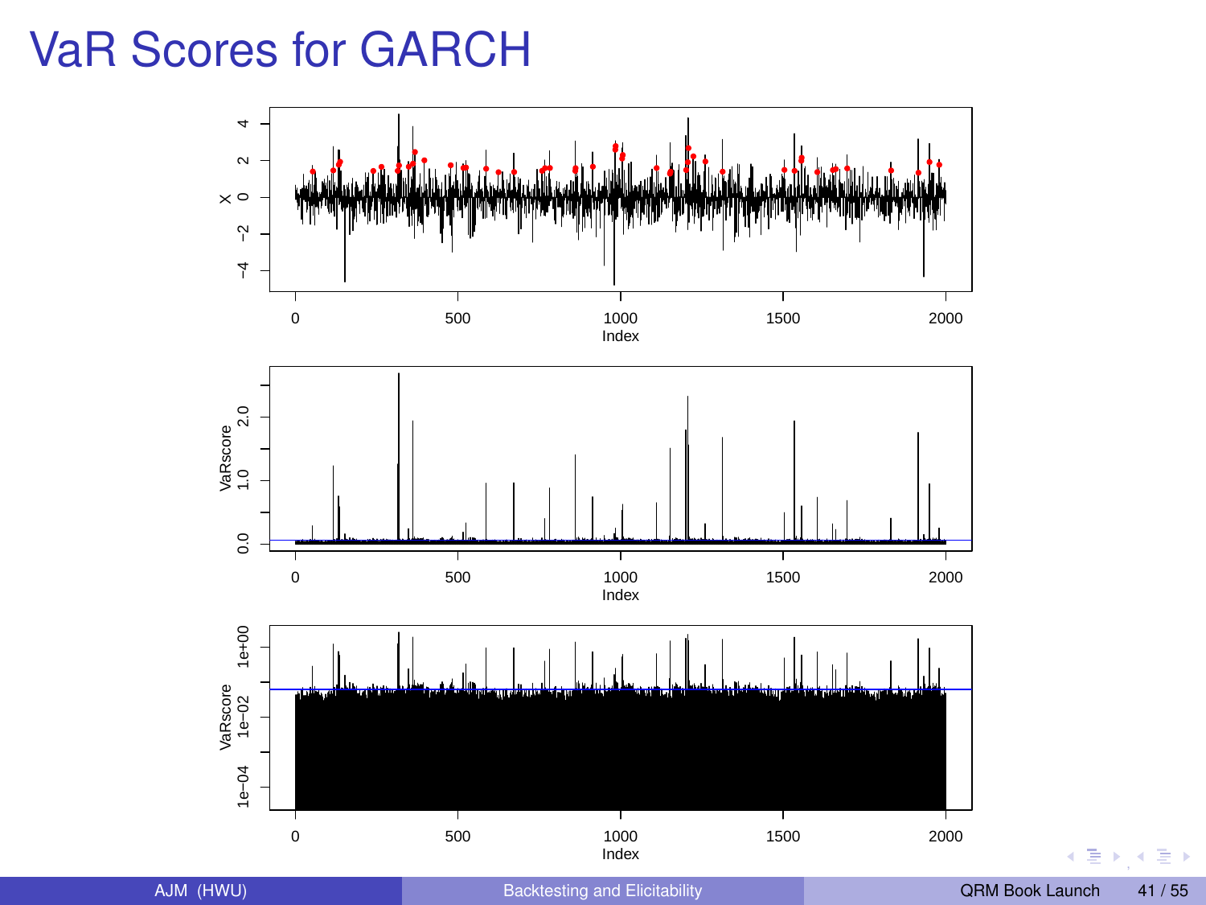# VaR Scores for GARCH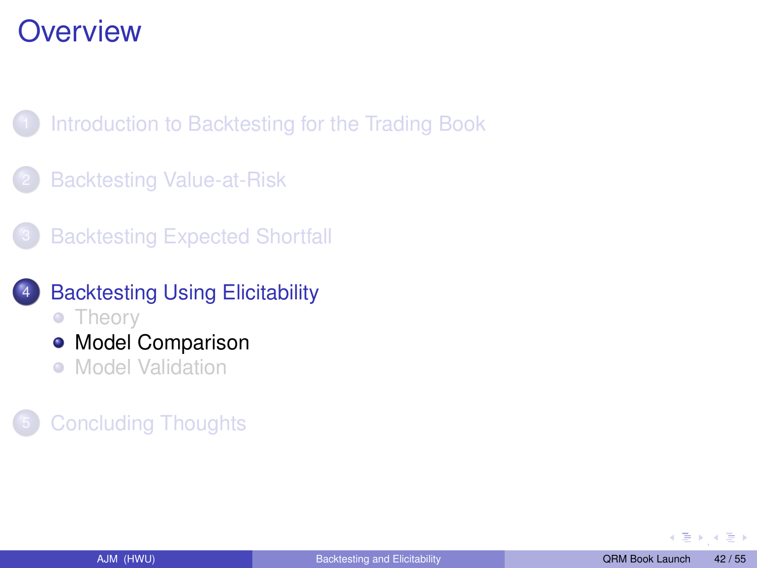# Overview

1. Introduction to Backtesting for the Trading Book

2. Backtesting Value-at-Risk

3. Backtesting Expected Shortfall

4. Backtesting Using Elicitability
   - Theory
   - Model Comparison
   - Model Validation

5. Concluding Thoughts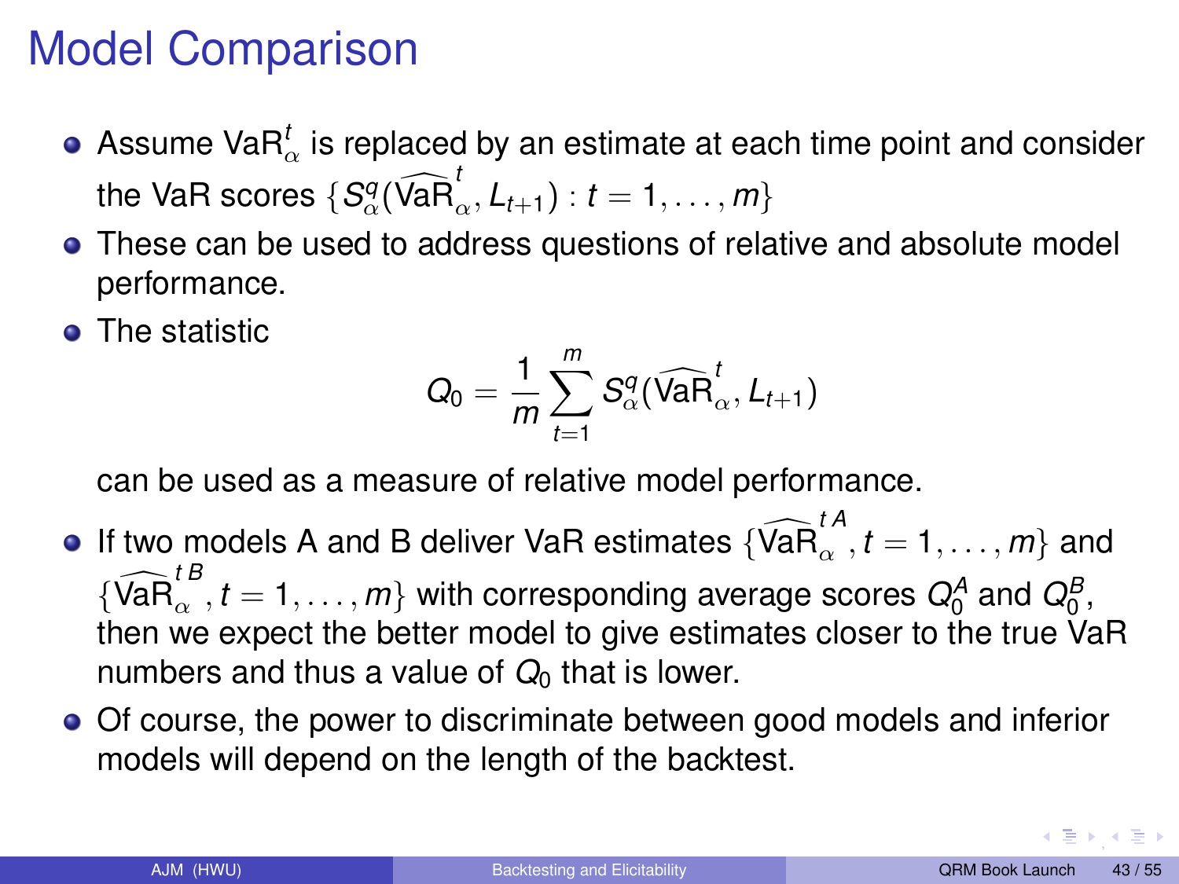# Model Comparison

- Assume $\text{VaR}_\alpha^t$ is replaced by an estimate at each time point and consider the VaR scores $\{S_\alpha^q(\widehat{\text{VaR}}_\alpha^t, L_{t+1}) : t = 1, \ldots, m\}$
- These can be used to address questions of relative and absolute model performance.
- The statistic

$$Q_0 = \frac{1}{m} \sum_{t=1}^{m} S_\alpha^q(\widehat{\text{VaR}}_\alpha^t, L_{t+1})$$

  can be used as a measure of relative model performance.
- If two models A and B deliver VaR estimates $\{\widehat{\text{VaR}}_\alpha^{t\,A}, t = 1, \ldots, m\}$ and $\{\widehat{\text{VaR}}_\alpha^{t\,B}, t = 1, \ldots, m\}$ with corresponding average scores $Q_0^A$ and $Q_0^B$, then we expect the better model to give estimates closer to the true VaR numbers and thus a value of $Q_0$ that is lower.
- Of course, the power to discriminate between good models and inferior models will depend on the length of the backtest.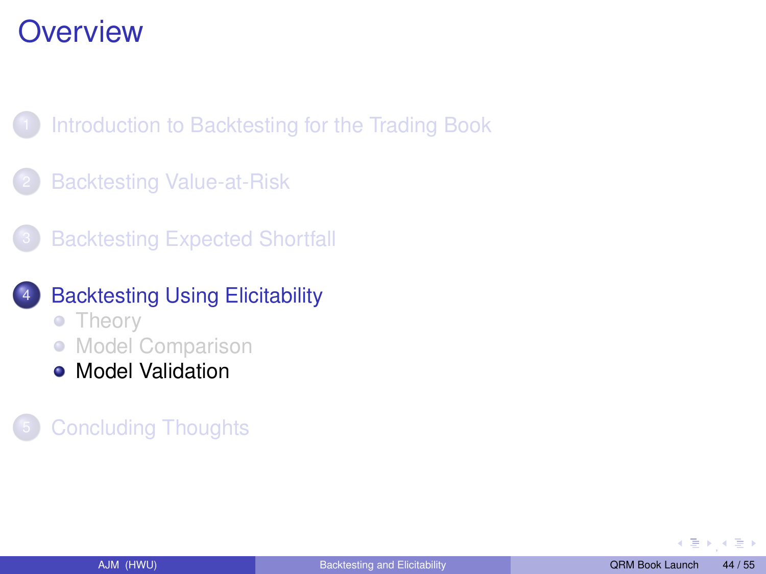# Overview

1. Introduction to Backtesting for the Trading Book
2. Backtesting Value-at-Risk
3. Backtesting Expected Shortfall
4. Backtesting Using Elicitability
   - Theory
   - Model Comparison
   - Model Validation
5. Concluding Thoughts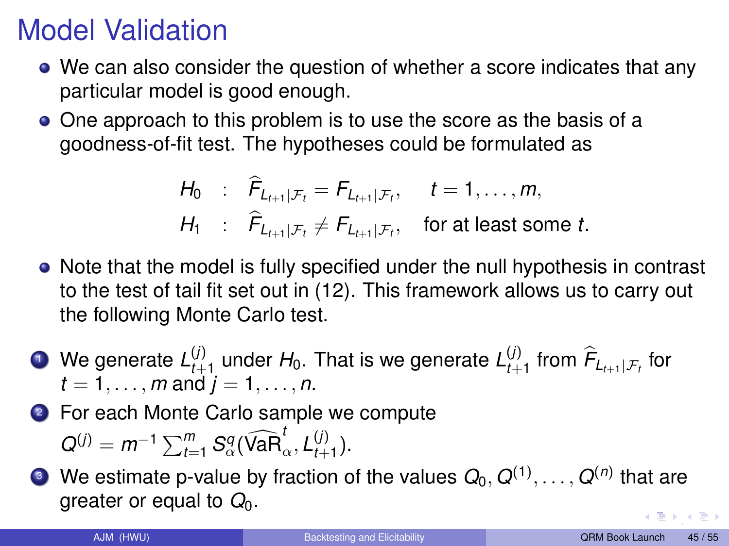# Model Validation

- We can also consider the question of whether a score indicates that any particular model is good enough.
- One approach to this problem is to use the score as the basis of a goodness-of-fit test. The hypotheses could be formulated as

$$
\begin{aligned}
H_0 &: \widehat{F}_{L_{t+1}|\mathcal{F}_t} = F_{L_{t+1}|\mathcal{F}_t}, \quad t = 1, \ldots, m, \\
H_1 &: \widehat{F}_{L_{t+1}|\mathcal{F}_t} \neq F_{L_{t+1}|\mathcal{F}_t}, \quad \text{for at least some } t.
\end{aligned}
$$

- Note that the model is fully specified under the null hypothesis in contrast to the test of tail fit set out in (12). This framework allows us to carry out the following Monte Carlo test.

1. We generate $L_{t+1}^{(j)}$ under $H_0$. That is we generate $L_{t+1}^{(j)}$ from $\widehat{F}_{L_{t+1}|\mathcal{F}_t}$ for $t = 1, \ldots, m$ and $j = 1, \ldots, n$.
2. For each Monte Carlo sample we compute $Q^{(j)} = m^{-1} \sum_{t=1}^{m} S_\alpha^q(\widehat{\mathrm{VaR}}_\alpha^t, L_{t+1}^{(j)})$.
3. We estimate p-value by fraction of the values $Q_0, Q^{(1)}, \ldots, Q^{(n)}$ that are greater or equal to $Q_0$.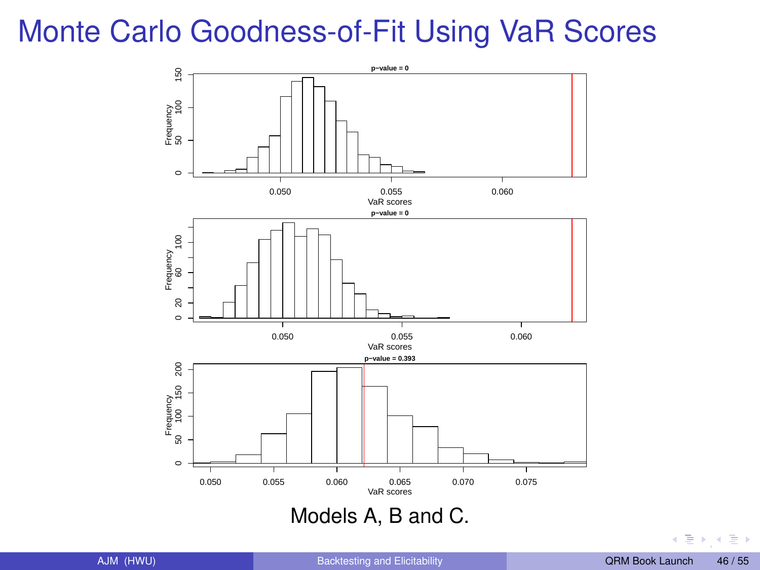# Monte Carlo Goodness-of-Fit Using VaR Scores

p−value = 0

p−value = 0

p−value = 0.393

Models A, B and C.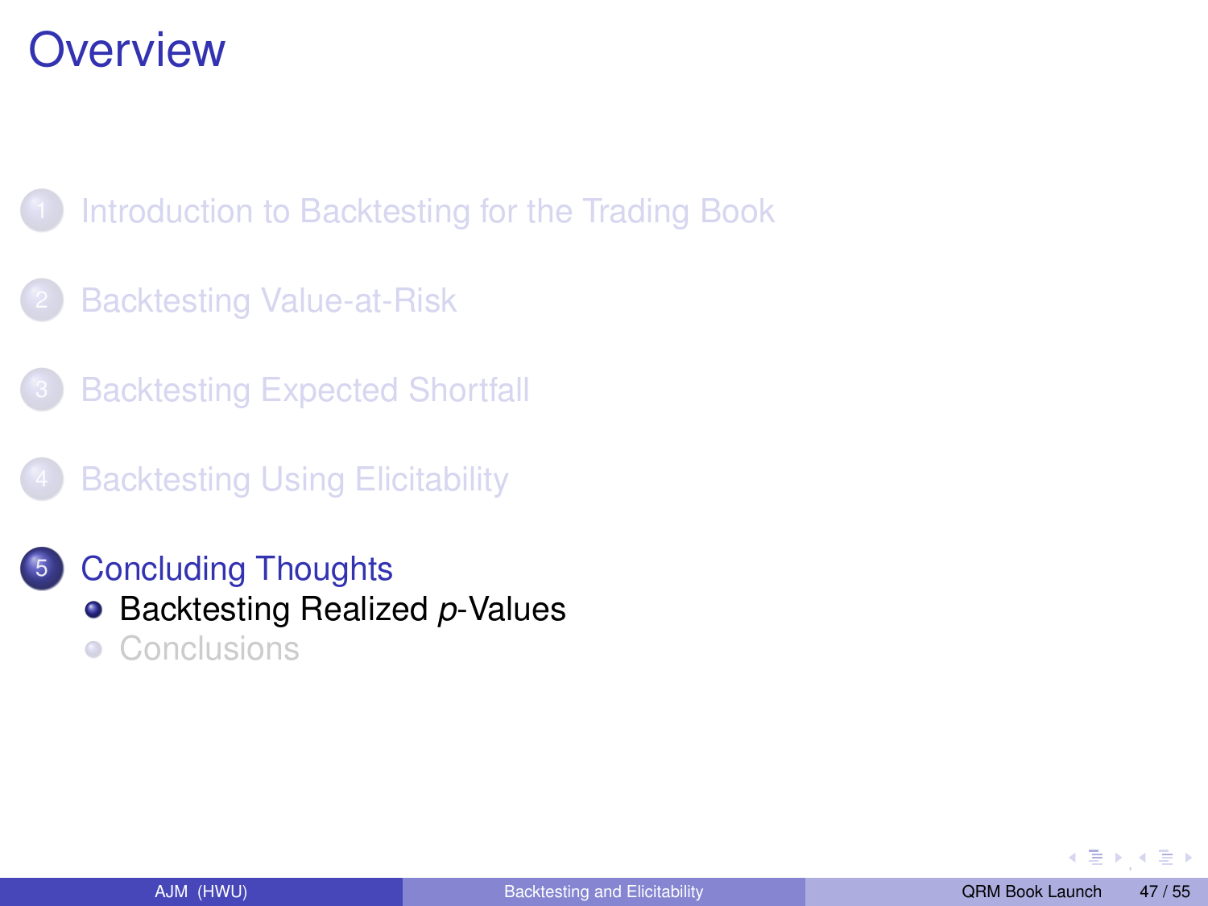# Overview

1. Introduction to Backtesting for the Trading Book
2. Backtesting Value-at-Risk
3. Backtesting Expected Shortfall
4. Backtesting Using Elicitability
5. Concluding Thoughts
   - Backtesting Realized *p*-Values
   - Conclusions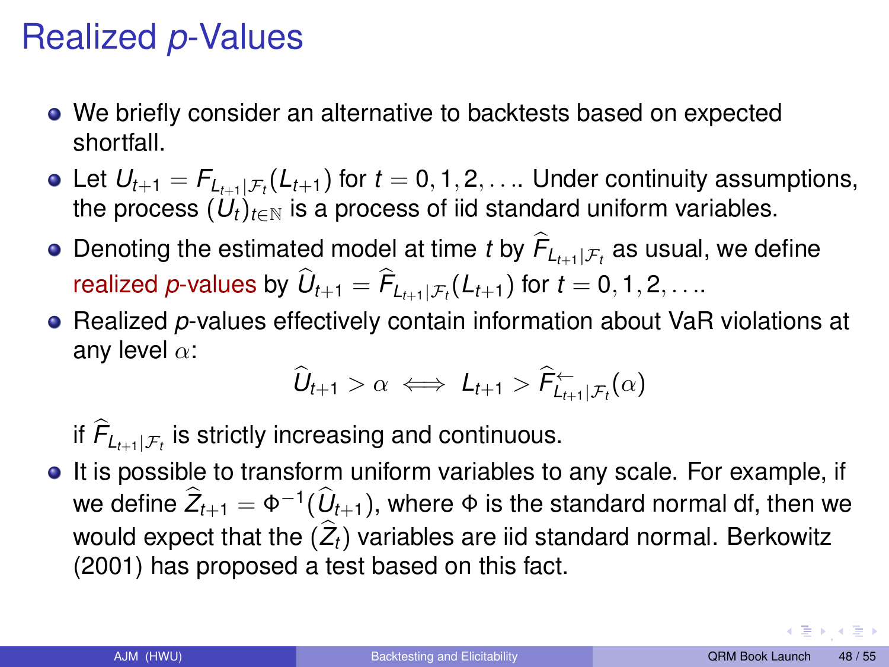# Realized $p$-Values

- We briefly consider an alternative to backtests based on expected shortfall.
- Let $U_{t+1} = F_{L_{t+1}|\mathcal{F}_t}(L_{t+1})$ for $t = 0, 1, 2, \ldots$. Under continuity assumptions, the process $(U_t)_{t \in \mathbb{N}}$ is a process of iid standard uniform variables.
- Denoting the estimated model at time $t$ by $\widehat{F}_{L_{t+1}|\mathcal{F}_t}$ as usual, we define realized $p$-values by $\widehat{U}_{t+1} = \widehat{F}_{L_{t+1}|\mathcal{F}_t}(L_{t+1})$ for $t = 0, 1, 2, \ldots$.
- Realized $p$-values effectively contain information about VaR violations at any level $\alpha$:

$$\widehat{U}_{t+1} > \alpha \iff L_{t+1} > \widehat{F}^{\leftarrow}_{L_{t+1}|\mathcal{F}_t}(\alpha)$$

  if $\widehat{F}_{L_{t+1}|\mathcal{F}_t}$ is strictly increasing and continuous.
- It is possible to transform uniform variables to any scale. For example, if we define $\widehat{Z}_{t+1} = \Phi^{-1}(\widehat{U}_{t+1})$, where $\Phi$ is the standard normal df, then we would expect that the $(\widehat{Z}_t)$ variables are iid standard normal. Berkowitz (2001) has proposed a test based on this fact.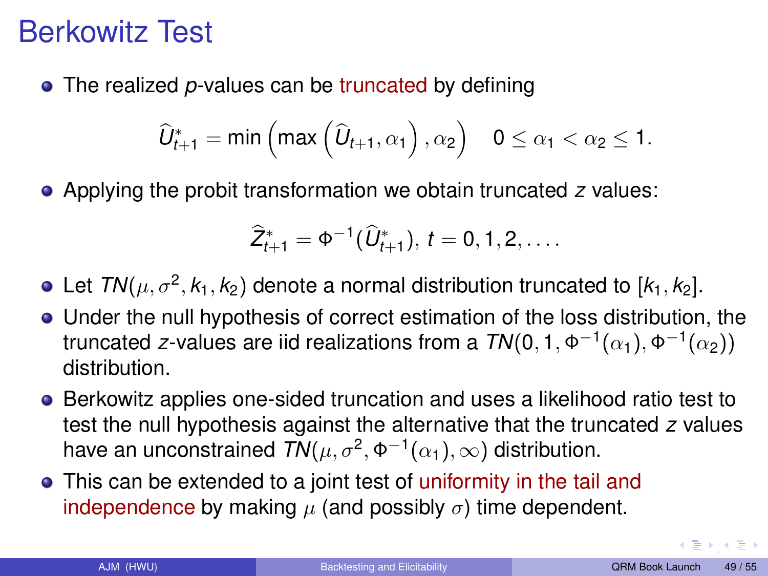# Berkowitz Test

- The realized *p*-values can be truncated by defining

$$\widehat{U}^*_{t+1} = \min\left(\max\left(\widehat{U}_{t+1}, \alpha_1\right), \alpha_2\right) \quad 0 \leq \alpha_1 < \alpha_2 \leq 1.$$

- Applying the probit transformation we obtain truncated $z$ values:

$$\widehat{Z}^*_{t+1} = \Phi^{-1}(\widehat{U}^*_{t+1}),\ t = 0, 1, 2, \ldots.$$

- Let $TN(\mu, \sigma^2, k_1, k_2)$ denote a normal distribution truncated to $[k_1, k_2]$.
- Under the null hypothesis of correct estimation of the loss distribution, the truncated $z$-values are iid realizations from a $TN(0, 1, \Phi^{-1}(\alpha_1), \Phi^{-1}(\alpha_2))$ distribution.
- Berkowitz applies one-sided truncation and uses a likelihood ratio test to test the null hypothesis against the alternative that the truncated $z$ values have an unconstrained $TN(\mu, \sigma^2, \Phi^{-1}(\alpha_1), \infty)$ distribution.
- This can be extended to a joint test of uniformity in the tail and independence by making $\mu$ (and possibly $\sigma$) time dependent.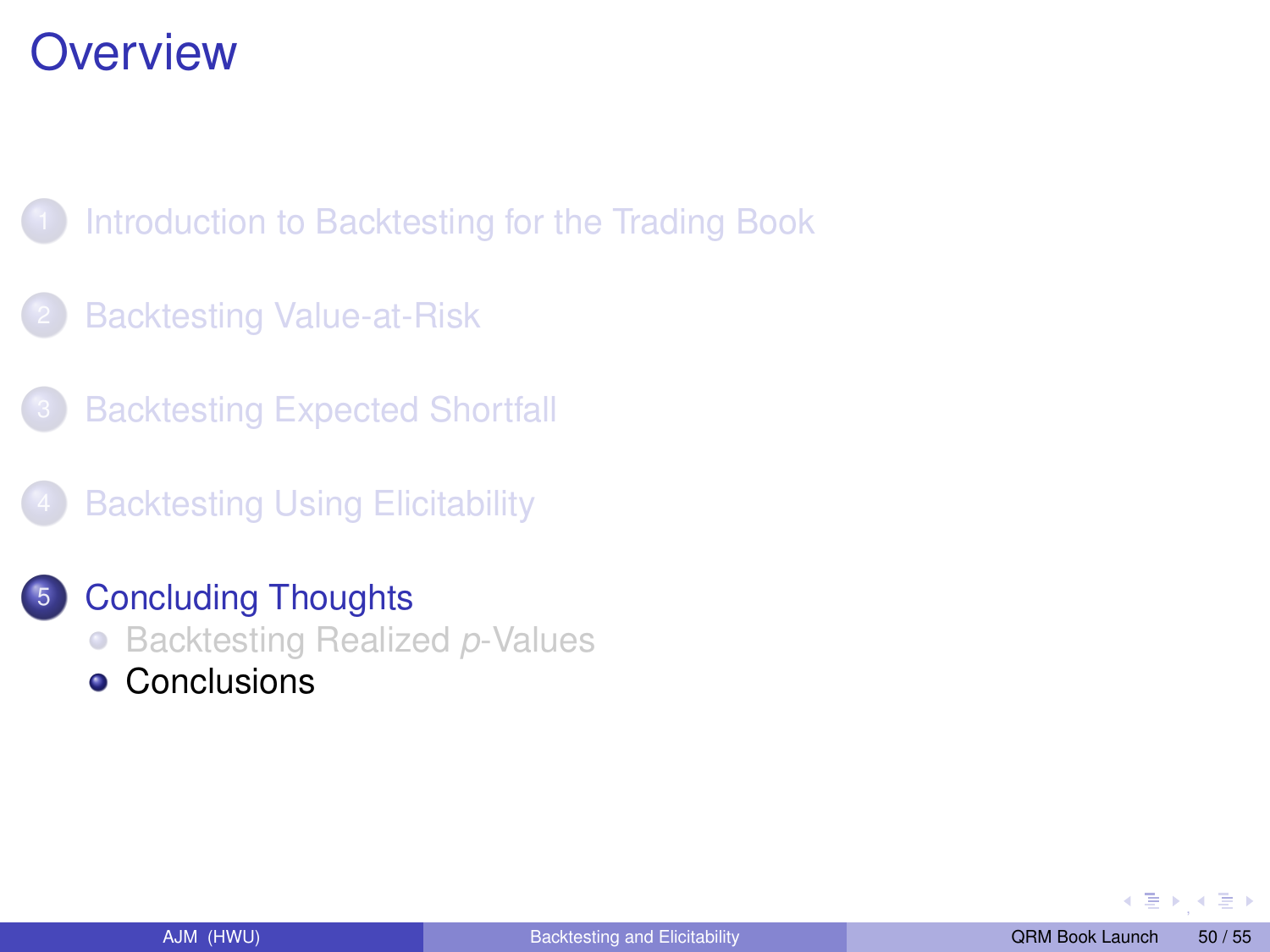# Overview

1. Introduction to Backtesting for the Trading Book
2. Backtesting Value-at-Risk
3. Backtesting Expected Shortfall
4. Backtesting Using Elicitability
5. Concluding Thoughts
   - Backtesting Realized $p$-Values
   - Conclusions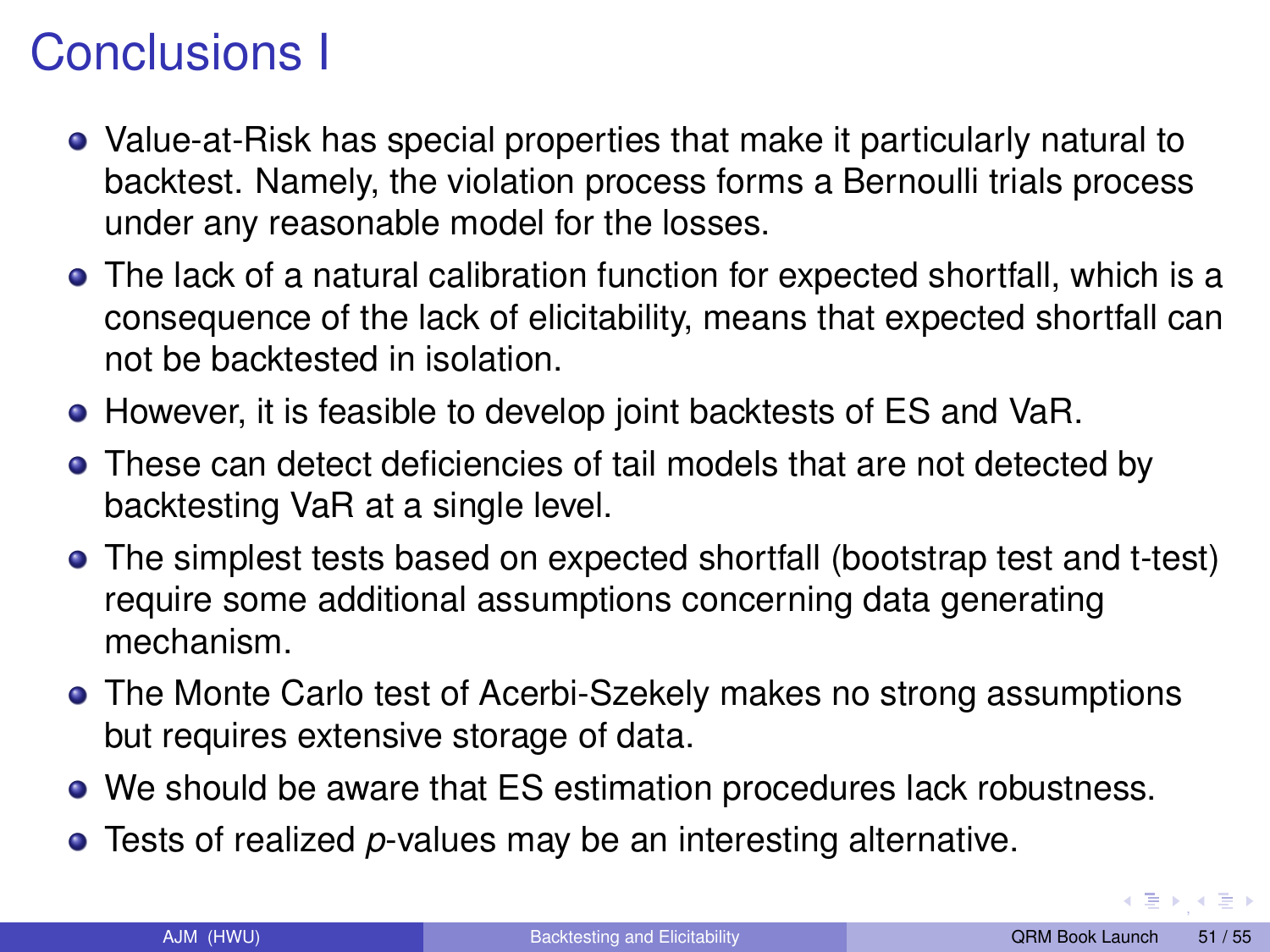# Conclusions I

- Value-at-Risk has special properties that make it particularly natural to backtest. Namely, the violation process forms a Bernoulli trials process under any reasonable model for the losses.
- The lack of a natural calibration function for expected shortfall, which is a consequence of the lack of elicitability, means that expected shortfall can not be backtested in isolation.
- However, it is feasible to develop joint backtests of ES and VaR.
- These can detect deficiencies of tail models that are not detected by backtesting VaR at a single level.
- The simplest tests based on expected shortfall (bootstrap test and t-test) require some additional assumptions concerning data generating mechanism.
- The Monte Carlo test of Acerbi-Szekely makes no strong assumptions but requires extensive storage of data.
- We should be aware that ES estimation procedures lack robustness.
- Tests of realized $p$-values may be an interesting alternative.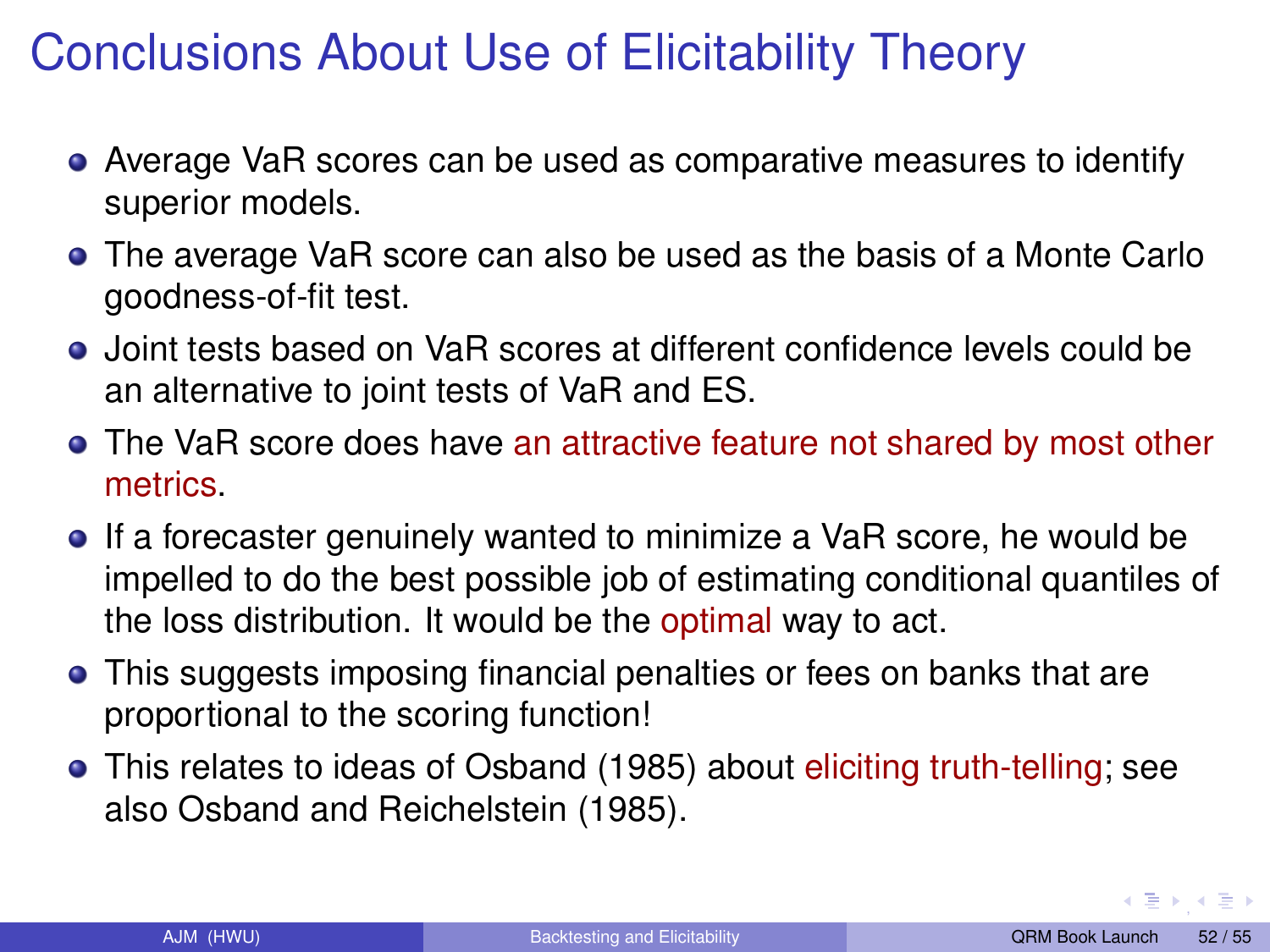# Conclusions About Use of Elicitability Theory

- Average VaR scores can be used as comparative measures to identify superior models.
- The average VaR score can also be used as the basis of a Monte Carlo goodness-of-fit test.
- Joint tests based on VaR scores at different confidence levels could be an alternative to joint tests of VaR and ES.
- The VaR score does have an attractive feature not shared by most other metrics.
- If a forecaster genuinely wanted to minimize a VaR score, he would be impelled to do the best possible job of estimating conditional quantiles of the loss distribution. It would be the optimal way to act.
- This suggests imposing financial penalties or fees on banks that are proportional to the scoring function!
- This relates to ideas of Osband (1985) about eliciting truth-telling; see also Osband and Reichelstein (1985).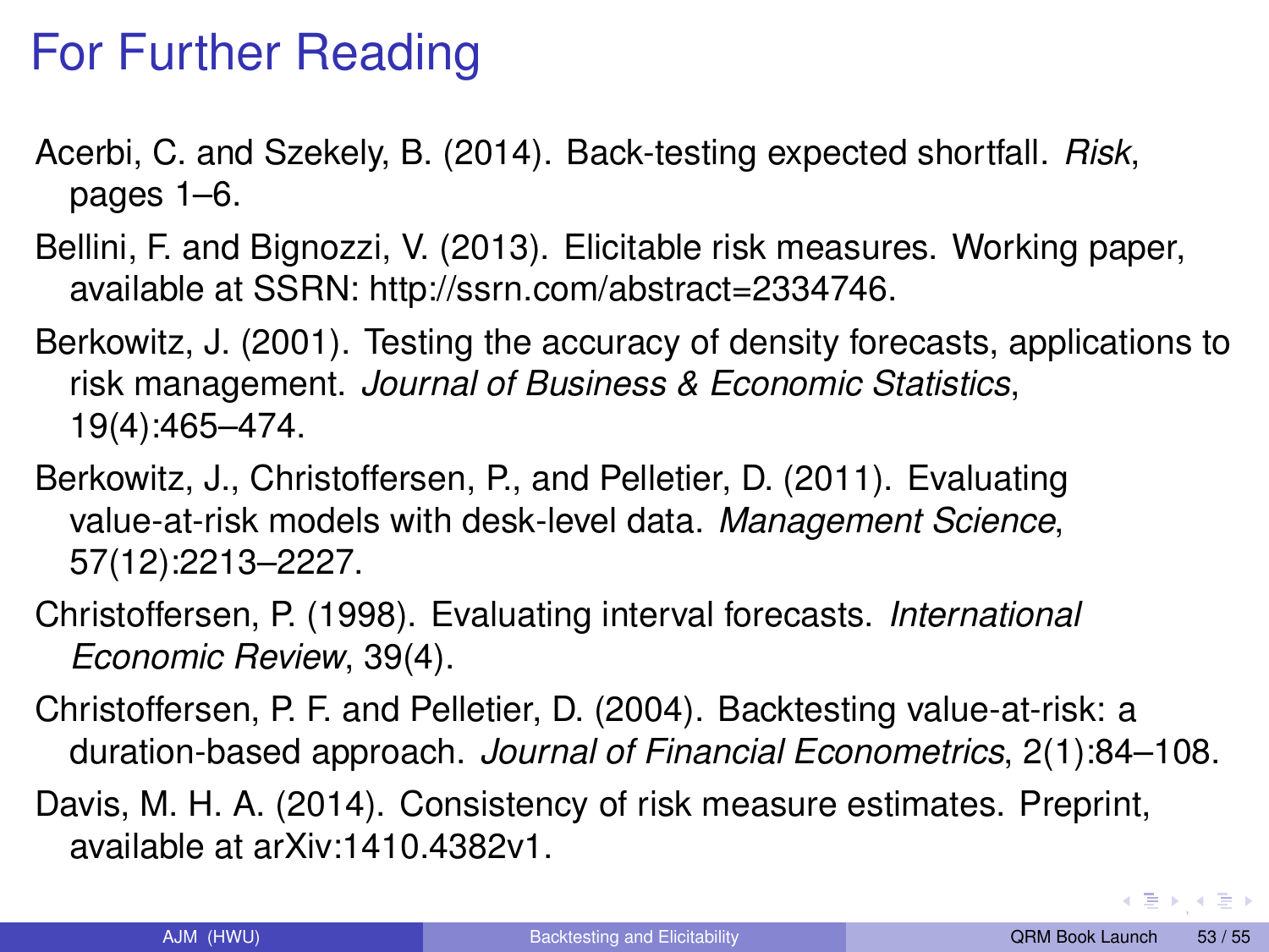# For Further Reading

Acerbi, C. and Szekely, B. (2014). Back-testing expected shortfall. *Risk*, pages 1–6.

Bellini, F. and Bignozzi, V. (2013). Elicitable risk measures. Working paper, available at SSRN: http://ssrn.com/abstract=2334746.

Berkowitz, J. (2001). Testing the accuracy of density forecasts, applications to risk management. *Journal of Business & Economic Statistics*, 19(4):465–474.

Berkowitz, J., Christoffersen, P., and Pelletier, D. (2011). Evaluating value-at-risk models with desk-level data. *Management Science*, 57(12):2213–2227.

Christoffersen, P. (1998). Evaluating interval forecasts. *International Economic Review*, 39(4).

Christoffersen, P. F. and Pelletier, D. (2004). Backtesting value-at-risk: a duration-based approach. *Journal of Financial Econometrics*, 2(1):84–108.

Davis, M. H. A. (2014). Consistency of risk measure estimates. Preprint, available at arXiv:1410.4382v1.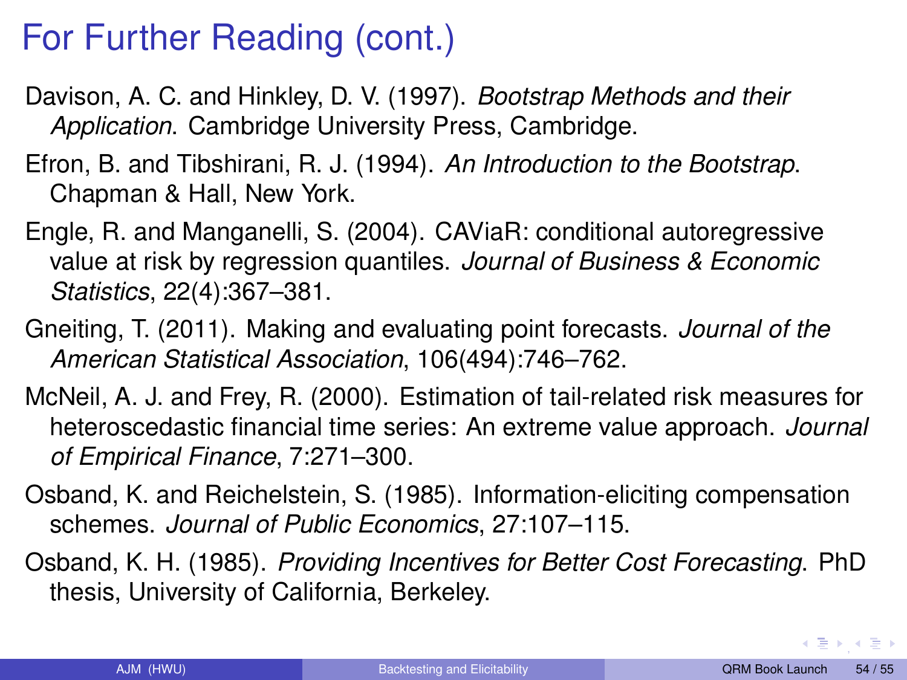# For Further Reading (cont.)

Davison, A. C. and Hinkley, D. V. (1997). *Bootstrap Methods and their Application*. Cambridge University Press, Cambridge.

Efron, B. and Tibshirani, R. J. (1994). *An Introduction to the Bootstrap*. Chapman & Hall, New York.

Engle, R. and Manganelli, S. (2004). CAViaR: conditional autoregressive value at risk by regression quantiles. *Journal of Business & Economic Statistics*, 22(4):367–381.

Gneiting, T. (2011). Making and evaluating point forecasts. *Journal of the American Statistical Association*, 106(494):746–762.

McNeil, A. J. and Frey, R. (2000). Estimation of tail-related risk measures for heteroscedastic financial time series: An extreme value approach. *Journal of Empirical Finance*, 7:271–300.

Osband, K. and Reichelstein, S. (1985). Information-eliciting compensation schemes. *Journal of Public Economics*, 27:107–115.

Osband, K. H. (1985). *Providing Incentives for Better Cost Forecasting*. PhD thesis, University of California, Berkeley.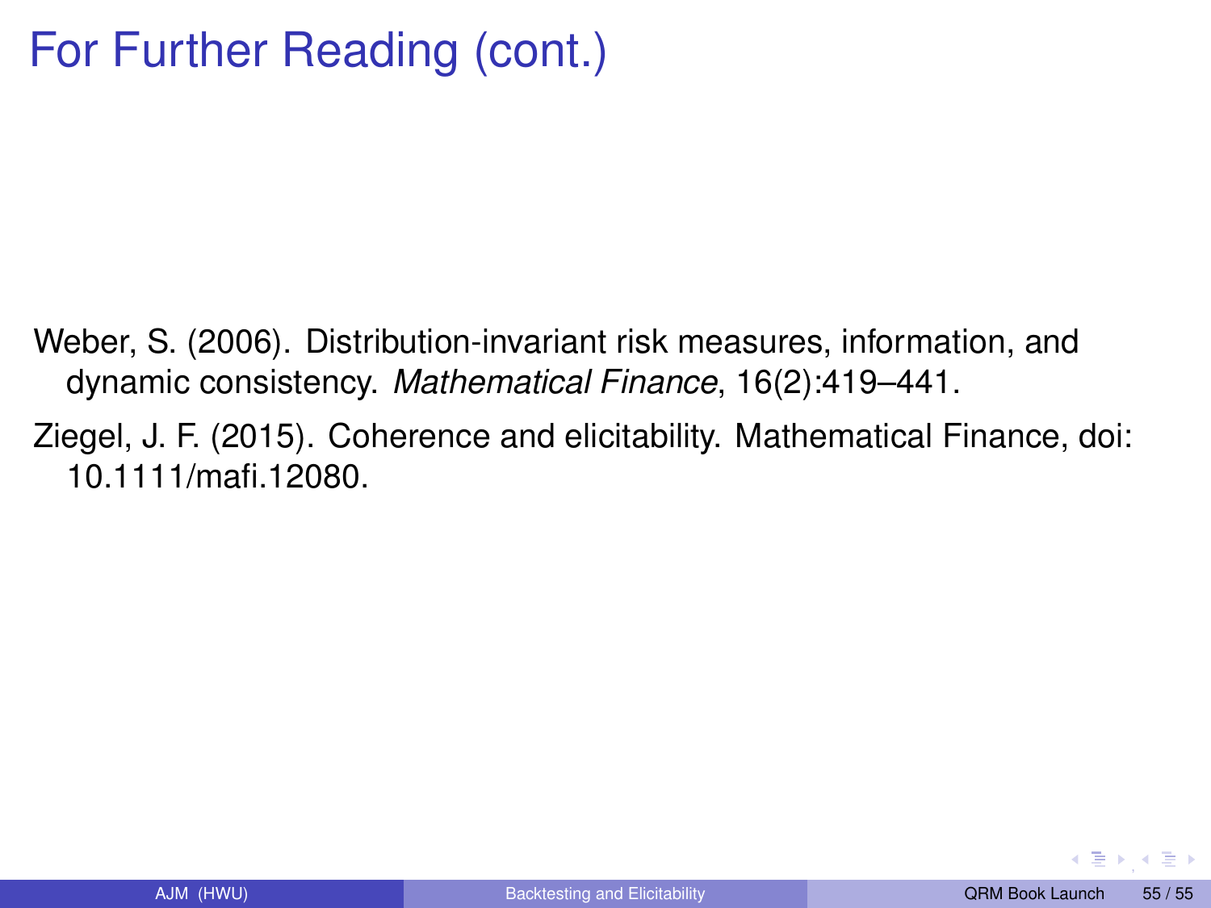# For Further Reading (cont.)

Weber, S. (2006). Distribution-invariant risk measures, information, and dynamic consistency. *Mathematical Finance*, 16(2):419–441.

Ziegel, J. F. (2015). Coherence and elicitability. Mathematical Finance, doi: 10.1111/mafi.12080.